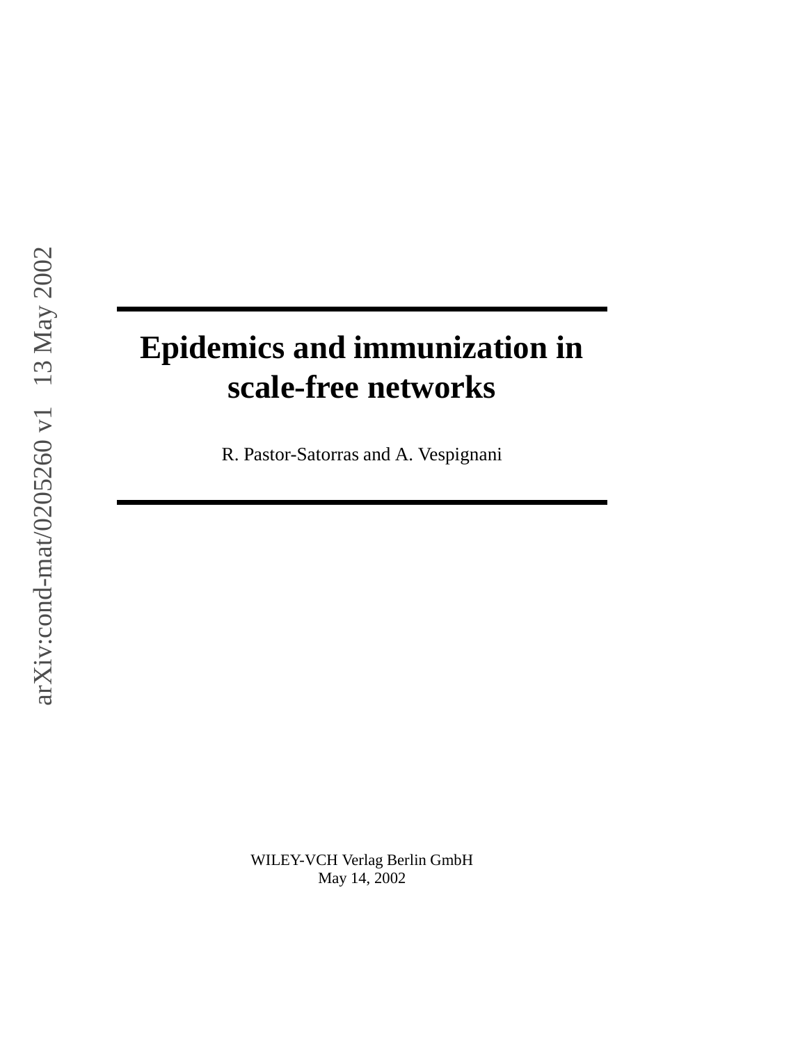# Epidemics and immunization in scale-free networks

R. Pastor-Satorras and A. Vespignani

WILEY-VCH Verlag Berlin GmbH
May 14, 2002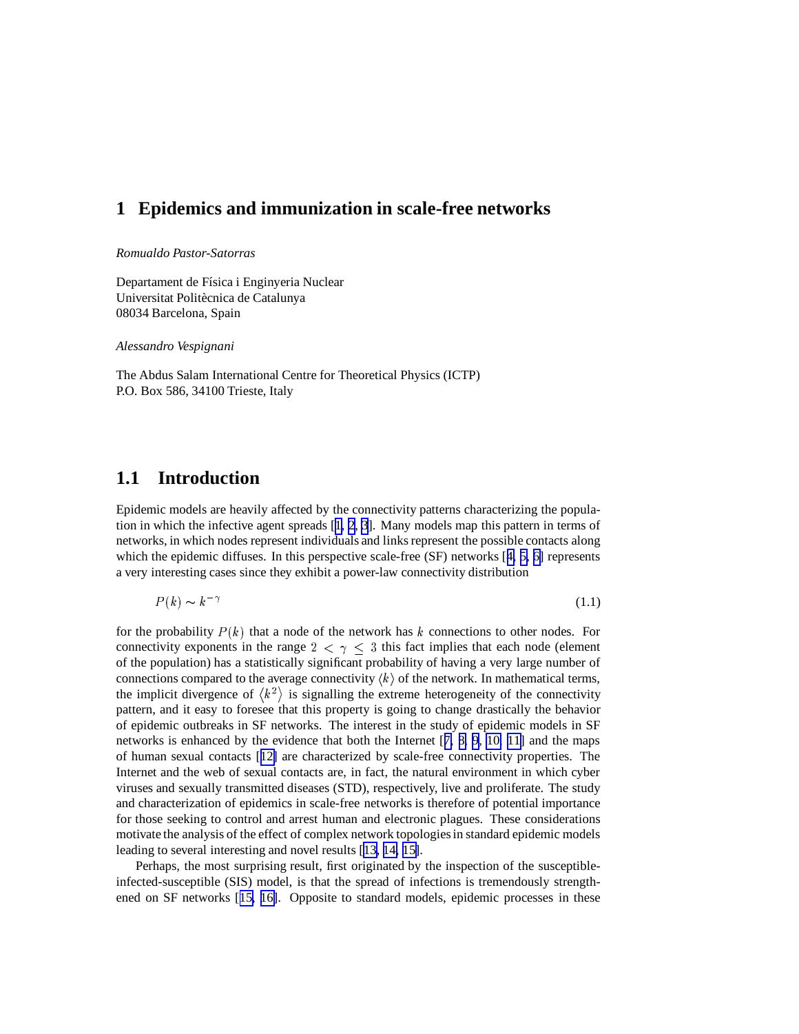# 1 Epidemics and immunization in scale-free networks

*Romualdo Pastor-Satorras*

Departament de Física i Enginyeria Nuclear
Universitat Politècnica de Catalunya
08034 Barcelona, Spain

*Alessandro Vespignani*

The Abdus Salam International Centre for Theoretical Physics (ICTP)
P.O. Box 586, 34100 Trieste, Italy

## 1.1 Introduction

Epidemic models are heavily affected by the connectivity patterns characterizing the population in which the infective agent spreads [1, 2, 3]. Many models map this pattern in terms of networks, in which nodes represent individuals and links represent the possible contacts along which the epidemic diffuses. In this perspective scale-free (SF) networks [4, 5, 6] represents a very interesting cases since they exhibit a power-law connectivity distribution

$$P(k) \sim k^{-\gamma} \tag{1.1}$$

for the probability $P(k)$ that a node of the network has $k$ connections to other nodes. For connectivity exponents in the range $2 < \gamma \leq 3$ this fact implies that each node (element of the population) has a statistically significant probability of having a very large number of connections compared to the average connectivity $\langle k \rangle$ of the network. In mathematical terms, the implicit divergence of $\langle k^2 \rangle$ is signalling the extreme heterogeneity of the connectivity pattern, and it easy to foresee that this property is going to change drastically the behavior of epidemic outbreaks in SF networks. The interest in the study of epidemic models in SF networks is enhanced by the evidence that both the Internet [7, 8, 9, 10, 11] and the maps of human sexual contacts [12] are characterized by scale-free connectivity properties. The Internet and the web of sexual contacts are, in fact, the natural environment in which cyber viruses and sexually transmitted diseases (STD), respectively, live and proliferate. The study and characterization of epidemics in scale-free networks is therefore of potential importance for those seeking to control and arrest human and electronic plagues. These considerations motivate the analysis of the effect of complex network topologies in standard epidemic models leading to several interesting and novel results [13, 14, 15].

Perhaps, the most surprising result, first originated by the inspection of the susceptible-infected-susceptible (SIS) model, is that the spread of infections is tremendously strengthened on SF networks [15, 16]. Opposite to standard models, epidemic processes in these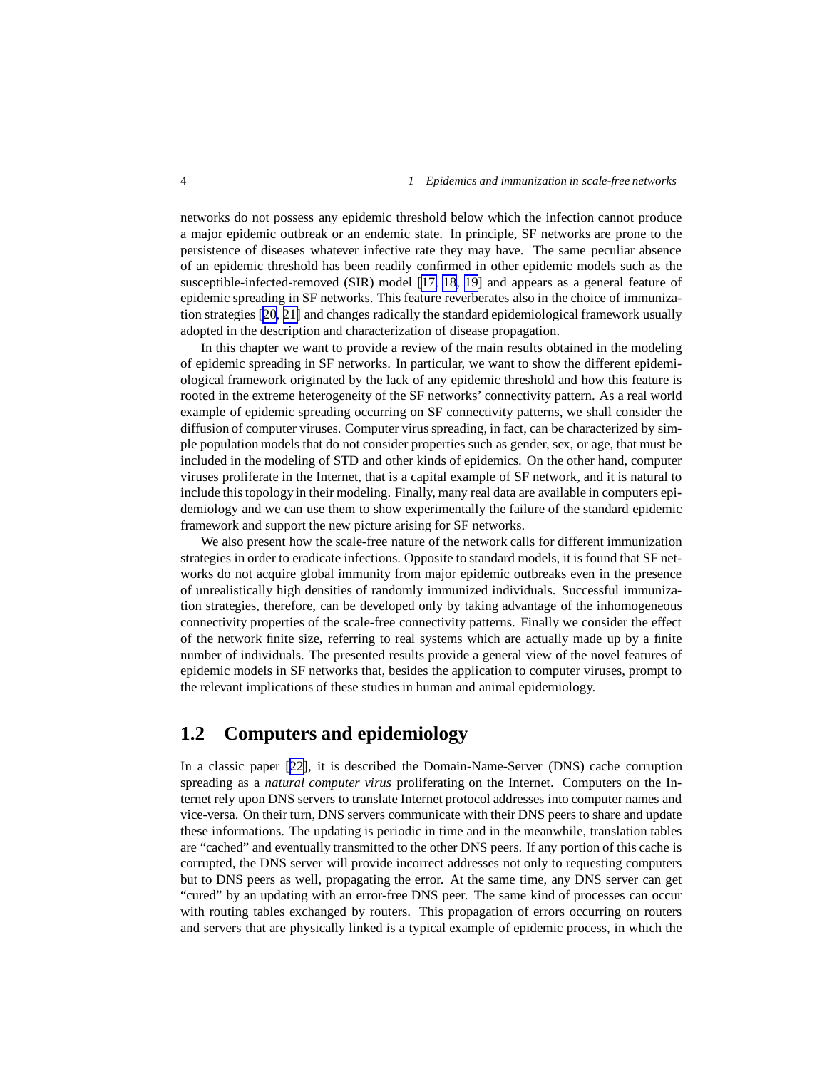networks do not possess any epidemic threshold below which the infection cannot produce a major epidemic outbreak or an endemic state. In principle, SF networks are prone to the persistence of diseases whatever infective rate they may have. The same peculiar absence of an epidemic threshold has been readily confirmed in other epidemic models such as the susceptible-infected-removed (SIR) model [17, 18, 19] and appears as a general feature of epidemic spreading in SF networks. This feature reverberates also in the choice of immunization strategies [20, 21] and changes radically the standard epidemiological framework usually adopted in the description and characterization of disease propagation.

In this chapter we want to provide a review of the main results obtained in the modeling of epidemic spreading in SF networks. In particular, we want to show the different epidemiological framework originated by the lack of any epidemic threshold and how this feature is rooted in the extreme heterogeneity of the SF networks' connectivity pattern. As a real world example of epidemic spreading occurring on SF connectivity patterns, we shall consider the diffusion of computer viruses. Computer virus spreading, in fact, can be characterized by simple population models that do not consider properties such as gender, sex, or age, that must be included in the modeling of STD and other kinds of epidemics. On the other hand, computer viruses proliferate in the Internet, that is a capital example of SF network, and it is natural to include this topology in their modeling. Finally, many real data are available in computers epidemiology and we can use them to show experimentally the failure of the standard epidemic framework and support the new picture arising for SF networks.

We also present how the scale-free nature of the network calls for different immunization strategies in order to eradicate infections. Opposite to standard models, it is found that SF networks do not acquire global immunity from major epidemic outbreaks even in the presence of unrealistically high densities of randomly immunized individuals. Successful immunization strategies, therefore, can be developed only by taking advantage of the inhomogeneous connectivity properties of the scale-free connectivity patterns. Finally we consider the effect of the network finite size, referring to real systems which are actually made up by a finite number of individuals. The presented results provide a general view of the novel features of epidemic models in SF networks that, besides the application to computer viruses, prompt to the relevant implications of these studies in human and animal epidemiology.

## 1.2 Computers and epidemiology

In a classic paper [22], it is described the Domain-Name-Server (DNS) cache corruption spreading as a *natural computer virus* proliferating on the Internet. Computers on the Internet rely upon DNS servers to translate Internet protocol addresses into computer names and vice-versa. On their turn, DNS servers communicate with their DNS peers to share and update these informations. The updating is periodic in time and in the meanwhile, translation tables are "cached" and eventually transmitted to the other DNS peers. If any portion of this cache is corrupted, the DNS server will provide incorrect addresses not only to requesting computers but to DNS peers as well, propagating the error. At the same time, any DNS server can get "cured" by an updating with an error-free DNS peer. The same kind of processes can occur with routing tables exchanged by routers. This propagation of errors occurring on routers and servers that are physically linked is a typical example of epidemic process, in which the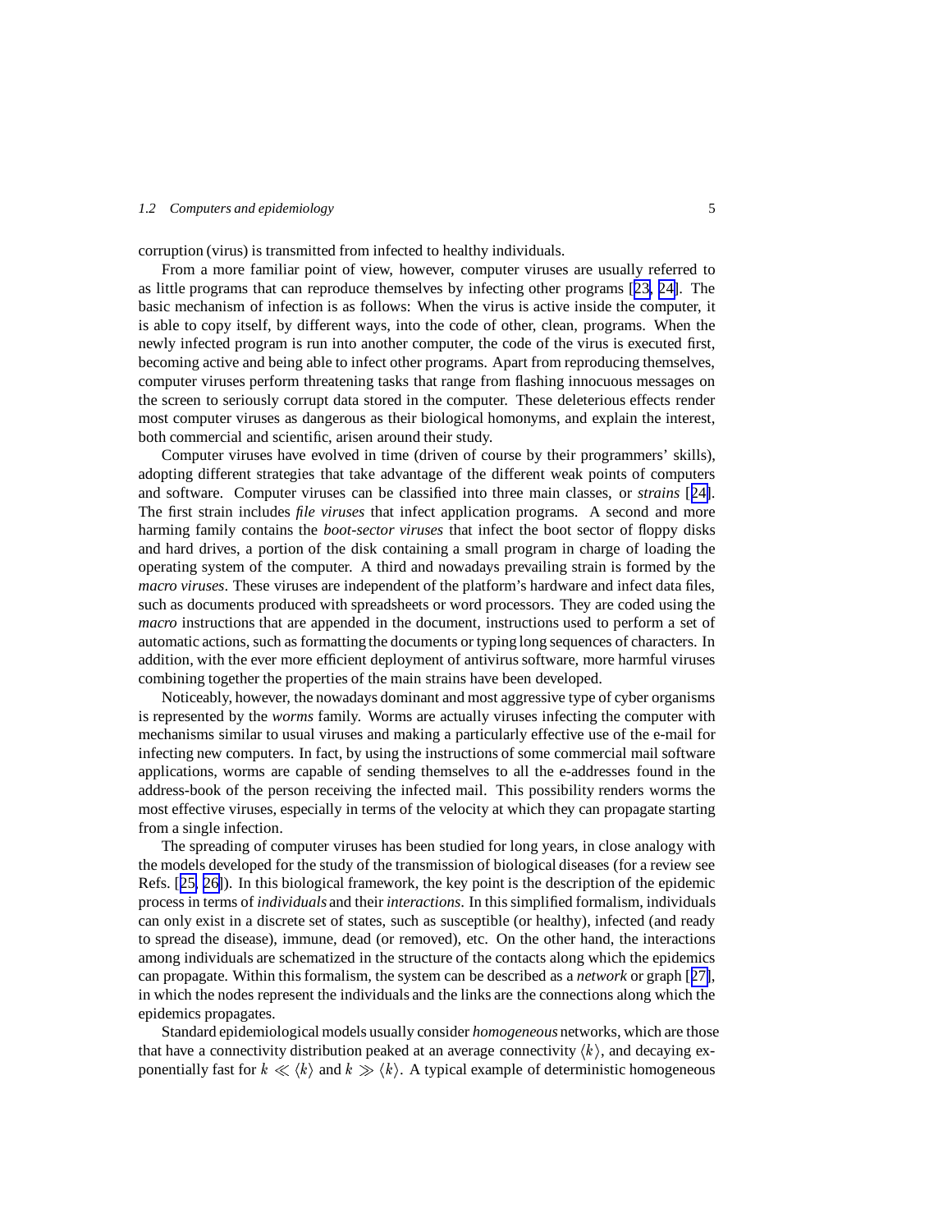corruption (virus) is transmitted from infected to healthy individuals.

From a more familiar point of view, however, computer viruses are usually referred to as little programs that can reproduce themselves by infecting other programs [23, 24]. The basic mechanism of infection is as follows: When the virus is active inside the computer, it is able to copy itself, by different ways, into the code of other, clean, programs. When the newly infected program is run into another computer, the code of the virus is executed first, becoming active and being able to infect other programs. Apart from reproducing themselves, computer viruses perform threatening tasks that range from flashing innocuous messages on the screen to seriously corrupt data stored in the computer. These deleterious effects render most computer viruses as dangerous as their biological homonyms, and explain the interest, both commercial and scientific, arisen around their study.

Computer viruses have evolved in time (driven of course by their programmers' skills), adopting different strategies that take advantage of the different weak points of computers and software. Computer viruses can be classified into three main classes, or *strains* [24]. The first strain includes *file viruses* that infect application programs. A second and more harming family contains the *boot-sector viruses* that infect the boot sector of floppy disks and hard drives, a portion of the disk containing a small program in charge of loading the operating system of the computer. A third and nowadays prevailing strain is formed by the *macro viruses*. These viruses are independent of the platform's hardware and infect data files, such as documents produced with spreadsheets or word processors. They are coded using the *macro* instructions that are appended in the document, instructions used to perform a set of automatic actions, such as formatting the documents or typing long sequences of characters. In addition, with the ever more efficient deployment of antivirus software, more harmful viruses combining together the properties of the main strains have been developed.

Noticeably, however, the nowadays dominant and most aggressive type of cyber organisms is represented by the *worms* family. Worms are actually viruses infecting the computer with mechanisms similar to usual viruses and making a particularly effective use of the e-mail for infecting new computers. In fact, by using the instructions of some commercial mail software applications, worms are capable of sending themselves to all the e-addresses found in the address-book of the person receiving the infected mail. This possibility renders worms the most effective viruses, especially in terms of the velocity at which they can propagate starting from a single infection.

The spreading of computer viruses has been studied for long years, in close analogy with the models developed for the study of the transmission of biological diseases (for a review see Refs. [25, 26]). In this biological framework, the key point is the description of the epidemic process in terms of *individuals* and their *interactions*. In this simplified formalism, individuals can only exist in a discrete set of states, such as susceptible (or healthy), infected (and ready to spread the disease), immune, dead (or removed), etc. On the other hand, the interactions among individuals are schematized in the structure of the contacts along which the epidemics can propagate. Within this formalism, the system can be described as a *network* or graph [27], in which the nodes represent the individuals and the links are the connections along which the epidemics propagates.

Standard epidemiological models usually consider *homogeneous* networks, which are those that have a connectivity distribution peaked at an average connectivity $\langle k \rangle$, and decaying exponentially fast for $k \ll \langle k \rangle$ and $k \gg \langle k \rangle$. A typical example of deterministic homogeneous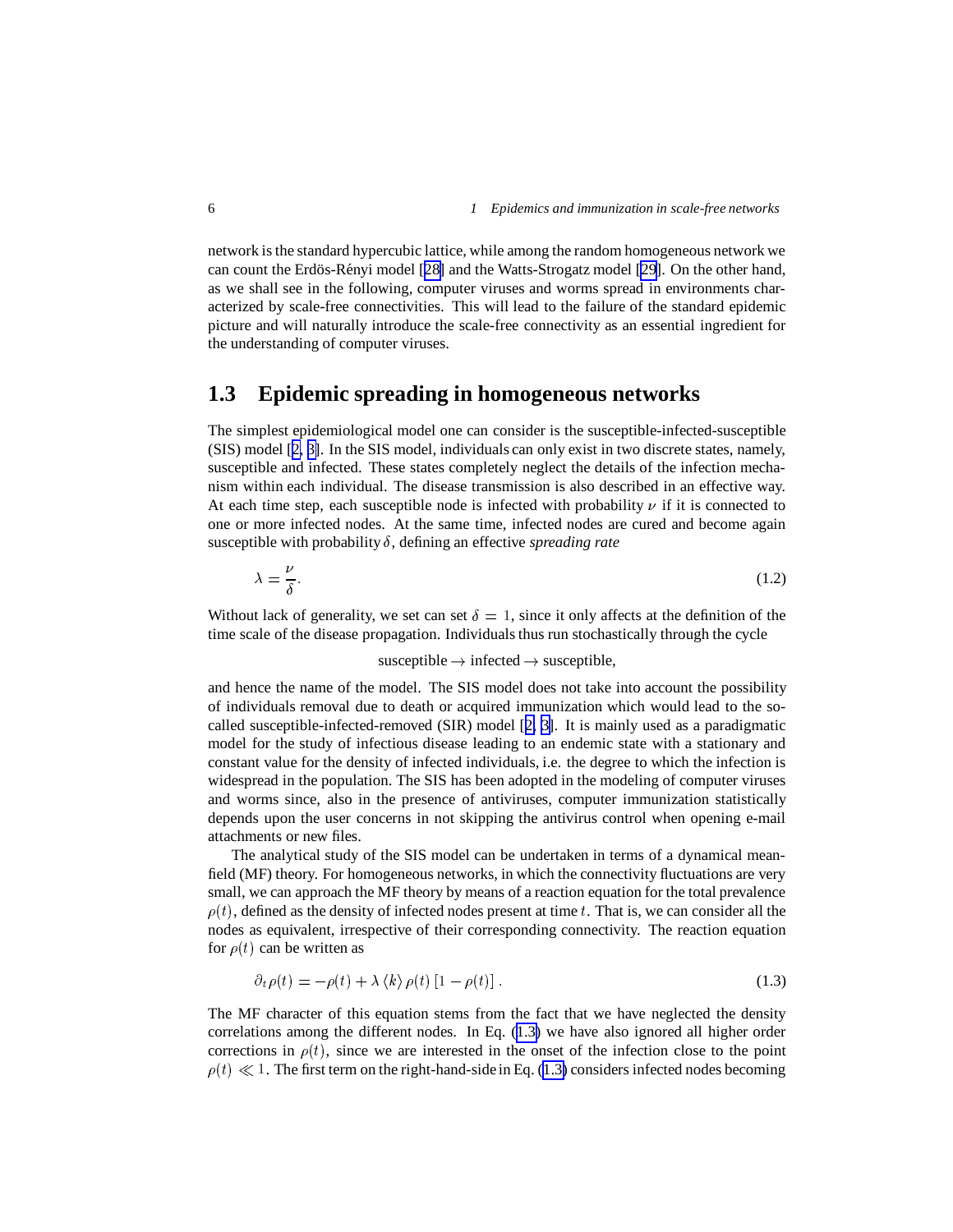network is the standard hypercubic lattice, while among the random homogeneous network we can count the Erdös-Rényi model [28] and the Watts-Strogatz model [29]. On the other hand, as we shall see in the following, computer viruses and worms spread in environments characterized by scale-free connectivities. This will lead to the failure of the standard epidemic picture and will naturally introduce the scale-free connectivity as an essential ingredient for the understanding of computer viruses.

## 1.3 Epidemic spreading in homogeneous networks

The simplest epidemiological model one can consider is the susceptible-infected-susceptible (SIS) model [2, 3]. In the SIS model, individuals can only exist in two discrete states, namely, susceptible and infected. These states completely neglect the details of the infection mechanism within each individual. The disease transmission is also described in an effective way. At each time step, each susceptible node is infected with probability $\nu$ if it is connected to one or more infected nodes. At the same time, infected nodes are cured and become again susceptible with probability $\delta$, defining an effective *spreading rate*

$$\lambda = \frac{\nu}{\delta}. \tag{1.2}$$

Without lack of generality, we set can set $\delta = 1$, since it only affects at the definition of the time scale of the disease propagation. Individuals thus run stochastically through the cycle

$$\text{susceptible} \rightarrow \text{infected} \rightarrow \text{susceptible},$$

and hence the name of the model. The SIS model does not take into account the possibility of individuals removal due to death or acquired immunization which would lead to the so-called susceptible-infected-removed (SIR) model [2, 3]. It is mainly used as a paradigmatic model for the study of infectious disease leading to an endemic state with a stationary and constant value for the density of infected individuals, i.e. the degree to which the infection is widespread in the population. The SIS has been adopted in the modeling of computer viruses and worms since, also in the presence of antiviruses, computer immunization statistically depends upon the user concerns in not skipping the antivirus control when opening e-mail attachments or new files.

The analytical study of the SIS model can be undertaken in terms of a dynamical mean-field (MF) theory. For homogeneous networks, in which the connectivity fluctuations are very small, we can approach the MF theory by means of a reaction equation for the total prevalence $\rho(t)$, defined as the density of infected nodes present at time $t$. That is, we can consider all the nodes as equivalent, irrespective of their corresponding connectivity. The reaction equation for $\rho(t)$ can be written as

$$\partial_t \rho(t) = -\rho(t) + \lambda \langle k \rangle \rho(t) \left[1 - \rho(t)\right]. \tag{1.3}$$

The MF character of this equation stems from the fact that we have neglected the density correlations among the different nodes. In Eq. (1.3) we have also ignored all higher order corrections in $\rho(t)$, since we are interested in the onset of the infection close to the point $\rho(t) \ll 1$. The first term on the right-hand-side in Eq. (1.3) considers infected nodes becoming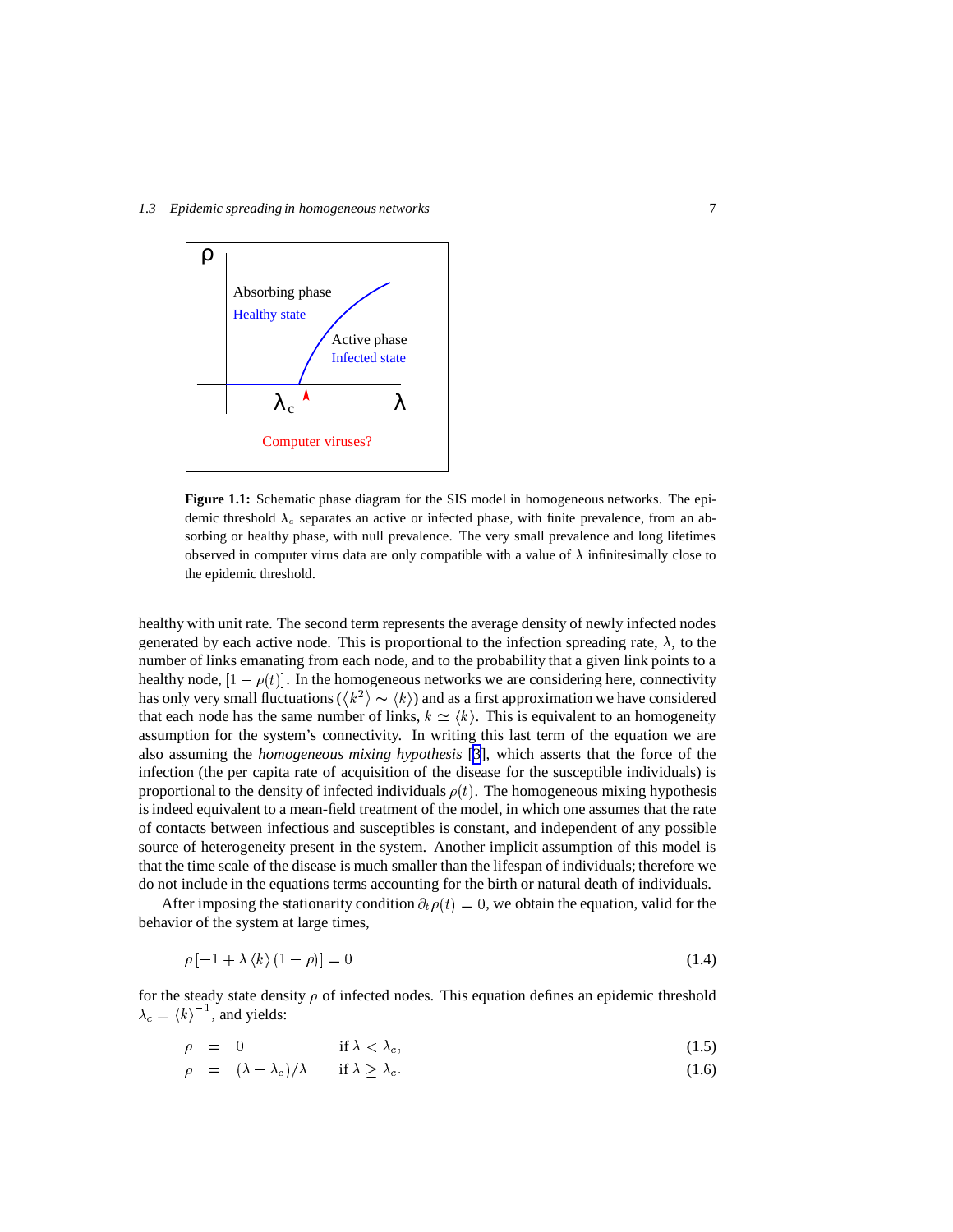**Figure 1.1:** Schematic phase diagram for the SIS model in homogeneous networks. The epidemic threshold $\lambda_c$ separates an active or infected phase, with finite prevalence, from an absorbing or healthy phase, with null prevalence. The very small prevalence and long lifetimes observed in computer virus data are only compatible with a value of $\lambda$ infinitesimally close to the epidemic threshold.

healthy with unit rate. The second term represents the average density of newly infected nodes generated by each active node. This is proportional to the infection spreading rate, $\lambda$, to the number of links emanating from each node, and to the probability that a given link points to a healthy node, $[1 - \rho(t)]$. In the homogeneous networks we are considering here, connectivity has only very small fluctuations ($\langle k^2 \rangle \sim \langle k \rangle$) and as a first approximation we have considered that each node has the same number of links, $k \simeq \langle k \rangle$. This is equivalent to an homogeneity assumption for the system's connectivity. In writing this last term of the equation we are also assuming the *homogeneous mixing hypothesis* [3], which asserts that the force of the infection (the per capita rate of acquisition of the disease for the susceptible individuals) is proportional to the density of infected individuals $\rho(t)$. The homogeneous mixing hypothesis is indeed equivalent to a mean-field treatment of the model, in which one assumes that the rate of contacts between infectious and susceptibles is constant, and independent of any possible source of heterogeneity present in the system. Another implicit assumption of this model is that the time scale of the disease is much smaller than the lifespan of individuals; therefore we do not include in the equations terms accounting for the birth or natural death of individuals.

After imposing the stationarity condition $\partial_t \rho(t) = 0$, we obtain the equation, valid for the behavior of the system at large times,

$$\rho \left[ -1 + \lambda \langle k \rangle (1 - \rho) \right] = 0 \tag{1.4}$$

for the steady state density $\rho$ of infected nodes. This equation defines an epidemic threshold $\lambda_c = \langle k \rangle^{-1}$, and yields:

$$\rho = 0 \qquad \text{if } \lambda < \lambda_c, \tag{1.5}$$

$$\rho = (\lambda - \lambda_c)/\lambda \qquad \text{if } \lambda \geq \lambda_c. \tag{1.6}$$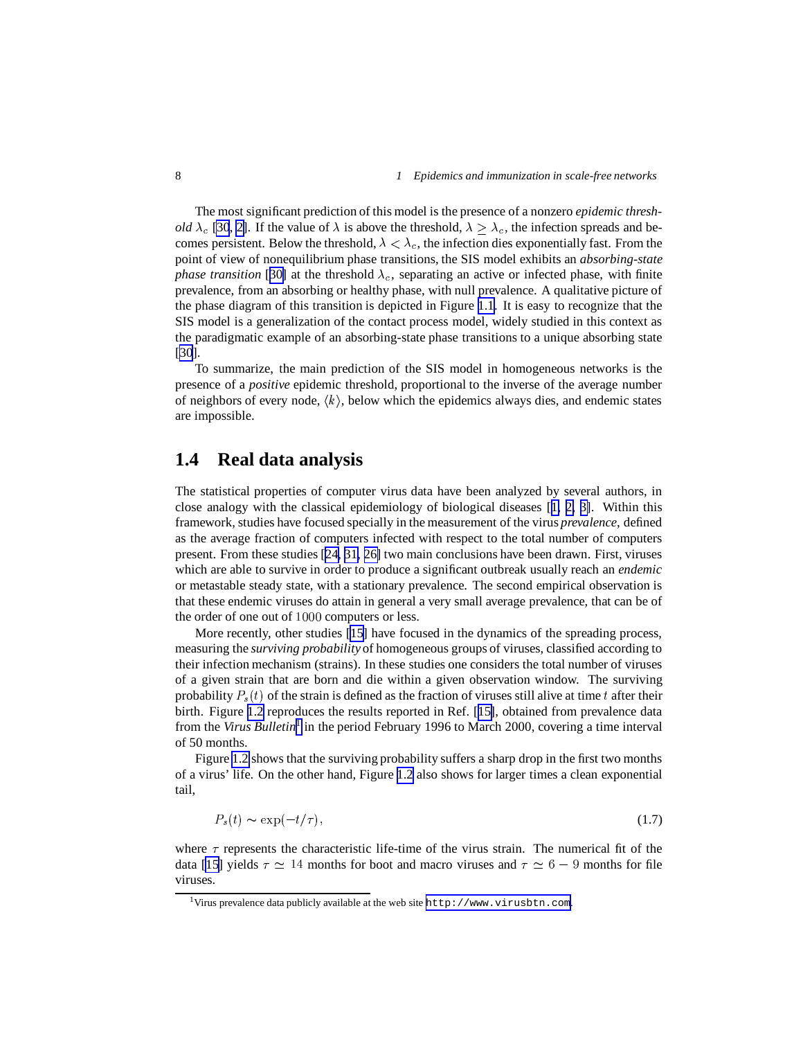The most significant prediction of this model is the presence of a nonzero *epidemic threshold* $\lambda_c$ [30, 2]. If the value of $\lambda$ is above the threshold, $\lambda \geq \lambda_c$, the infection spreads and becomes persistent. Below the threshold, $\lambda < \lambda_c$, the infection dies exponentially fast. From the point of view of nonequilibrium phase transitions, the SIS model exhibits an *absorbing-state phase transition* [30] at the threshold $\lambda_c$, separating an active or infected phase, with finite prevalence, from an absorbing or healthy phase, with null prevalence. A qualitative picture of the phase diagram of this transition is depicted in Figure 1.1. It is easy to recognize that the SIS model is a generalization of the contact process model, widely studied in this context as the paradigmatic example of an absorbing-state phase transitions to a unique absorbing state [30].

To summarize, the main prediction of the SIS model in homogeneous networks is the presence of a *positive* epidemic threshold, proportional to the inverse of the average number of neighbors of every node, $\langle k \rangle$, below which the epidemics always dies, and endemic states are impossible.

## 1.4 Real data analysis

The statistical properties of computer virus data have been analyzed by several authors, in close analogy with the classical epidemiology of biological diseases [1, 2, 3]. Within this framework, studies have focused specially in the measurement of the virus *prevalence*, defined as the average fraction of computers infected with respect to the total number of computers present. From these studies [24, 31, 26] two main conclusions have been drawn. First, viruses which are able to survive in order to produce a significant outbreak usually reach an *endemic* or metastable steady state, with a stationary prevalence. The second empirical observation is that these endemic viruses do attain in general a very small average prevalence, that can be of the order of one out of $1000$ computers or less.

More recently, other studies [15] have focused in the dynamics of the spreading process, measuring the *surviving probability* of homogeneous groups of viruses, classified according to their infection mechanism (strains). In these studies one considers the total number of viruses of a given strain that are born and die within a given observation window. The surviving probability $P_s(t)$ of the strain is defined as the fraction of viruses still alive at time $t$ after their birth. Figure 1.2 reproduces the results reported in Ref. [15], obtained from prevalence data from the *Virus Bulletin*[1] in the period February 1996 to March 2000, covering a time interval of 50 months.

Figure 1.2 shows that the surviving probability suffers a sharp drop in the first two months of a virus' life. On the other hand, Figure 1.2 also shows for larger times a clean exponential tail,

$$P_s(t) \sim \exp(-t/\tau), \tag{1.7}$$

where $\tau$ represents the characteristic life-time of the virus strain. The numerical fit of the data [15] yields $\tau \simeq 14$ months for boot and macro viruses and $\tau \simeq 6 - 9$ months for file viruses.

[1] Virus prevalence data publicly available at the web site http://www.virusbtn.com.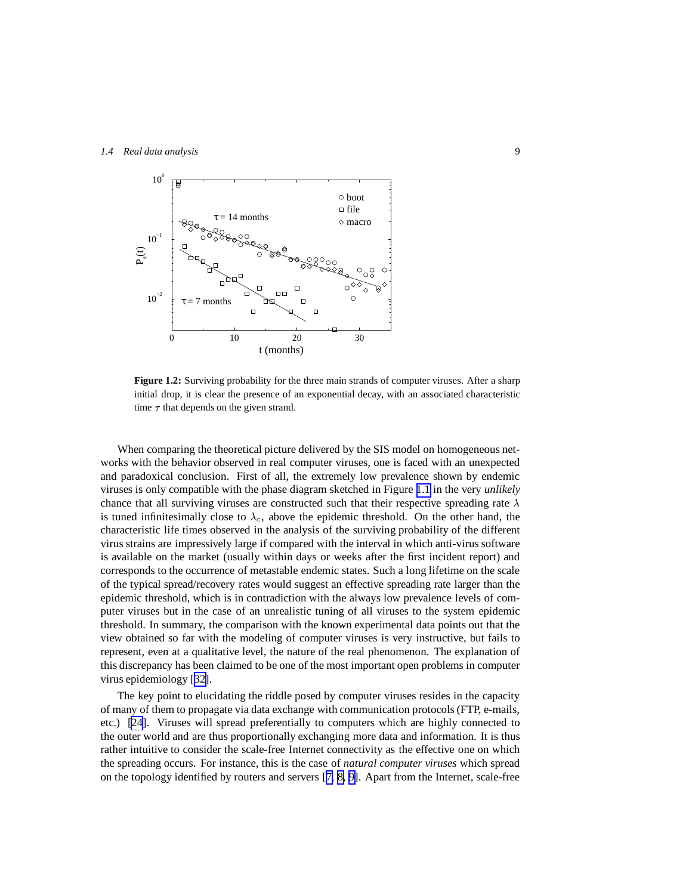**Figure 1.2:** Surviving probability for the three main strands of computer viruses. After a sharp initial drop, it is clear the presence of an exponential decay, with an associated characteristic time $\tau$ that depends on the given strand.

When comparing the theoretical picture delivered by the SIS model on homogeneous networks with the behavior observed in real computer viruses, one is faced with an unexpected and paradoxical conclusion. First of all, the extremely low prevalence shown by endemic viruses is only compatible with the phase diagram sketched in Figure 1.1 in the very *unlikely* chance that all surviving viruses are constructed such that their respective spreading rate $\lambda$ is tuned infinitesimally close to $\lambda_c$, above the epidemic threshold. On the other hand, the characteristic life times observed in the analysis of the surviving probability of the different virus strains are impressively large if compared with the interval in which anti-virus software is available on the market (usually within days or weeks after the first incident report) and corresponds to the occurrence of metastable endemic states. Such a long lifetime on the scale of the typical spread/recovery rates would suggest an effective spreading rate larger than the epidemic threshold, which is in contradiction with the always low prevalence levels of computer viruses but in the case of an unrealistic tuning of all viruses to the system epidemic threshold. In summary, the comparison with the known experimental data points out that the view obtained so far with the modeling of computer viruses is very instructive, but fails to represent, even at a qualitative level, the nature of the real phenomenon. The explanation of this discrepancy has been claimed to be one of the most important open problems in computer virus epidemiology [32].

The key point to elucidating the riddle posed by computer viruses resides in the capacity of many of them to propagate via data exchange with communication protocols (FTP, e-mails, etc.) [24]. Viruses will spread preferentially to computers which are highly connected to the outer world and are thus proportionally exchanging more data and information. It is thus rather intuitive to consider the scale-free Internet connectivity as the effective one on which the spreading occurs. For instance, this is the case of *natural computer viruses* which spread on the topology identified by routers and servers [7, 8, 9]. Apart from the Internet, scale-free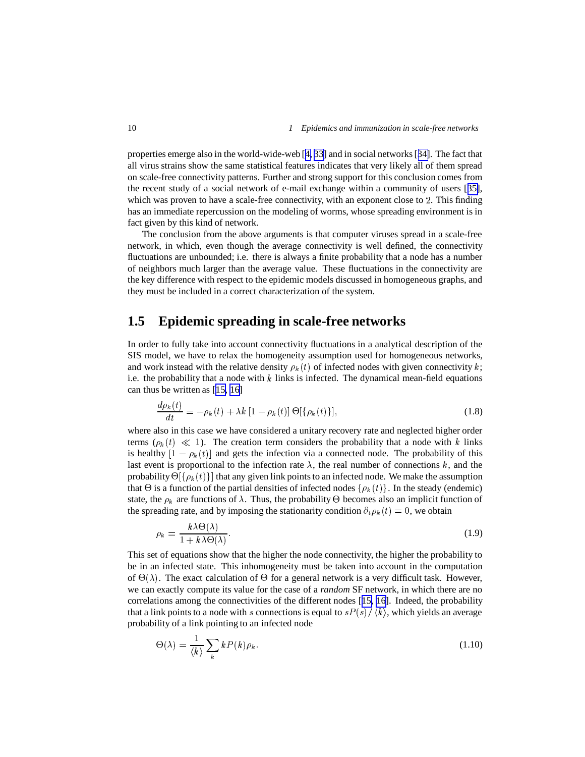properties emerge also in the world-wide-web [4, 33] and in social networks [34]. The fact that all virus strains show the same statistical features indicates that very likely all of them spread on scale-free connectivity patterns. Further and strong support for this conclusion comes from the recent study of a social network of e-mail exchange within a community of users [35], which was proven to have a scale-free connectivity, with an exponent close to 2. This finding has an immediate repercussion on the modeling of worms, whose spreading environment is in fact given by this kind of network.

The conclusion from the above arguments is that computer viruses spread in a scale-free network, in which, even though the average connectivity is well defined, the connectivity fluctuations are unbounded; i.e. there is always a finite probability that a node has a number of neighbors much larger than the average value. These fluctuations in the connectivity are the key difference with respect to the epidemic models discussed in homogeneous graphs, and they must be included in a correct characterization of the system.

## 1.5 Epidemic spreading in scale-free networks

In order to fully take into account connectivity fluctuations in a analytical description of the SIS model, we have to relax the homogeneity assumption used for homogeneous networks, and work instead with the relative density $\rho_k(t)$ of infected nodes with given connectivity $k$; i.e. the probability that a node with $k$ links is infected. The dynamical mean-field equations can thus be written as [15, 16]

$$\frac{d\rho_k(t)}{dt} = -\rho_k(t) + \lambda k \left[1 - \rho_k(t)\right] \Theta[\{\rho_k(t)\}], \tag{1.8}$$

where also in this case we have considered a unitary recovery rate and neglected higher order terms ($\rho_k(t) \ll 1$). The creation term considers the probability that a node with $k$ links is healthy $[1 - \rho_k(t)]$ and gets the infection via a connected node. The probability of this last event is proportional to the infection rate $\lambda$, the real number of connections $k$, and the probability $\Theta[\{\rho_k(t)\}]$ that any given link points to an infected node. We make the assumption that $\Theta$ is a function of the partial densities of infected nodes $\{\rho_k(t)\}$. In the steady (endemic) state, the $\rho_k$ are functions of $\lambda$. Thus, the probability $\Theta$ becomes also an implicit function of the spreading rate, and by imposing the stationarity condition $\partial_t \rho_k(t) = 0$, we obtain

$$\rho_k = \frac{k\lambda\Theta(\lambda)}{1 + k\lambda\Theta(\lambda)}. \tag{1.9}$$

This set of equations show that the higher the node connectivity, the higher the probability to be in an infected state. This inhomogeneity must be taken into account in the computation of $\Theta(\lambda)$. The exact calculation of $\Theta$ for a general network is a very difficult task. However, we can exactly compute its value for the case of a *random* SF network, in which there are no correlations among the connectivities of the different nodes [15, 16]. Indeed, the probability that a link points to a node with $s$ connections is equal to $sP(s)/\langle k \rangle$, which yields an average probability of a link pointing to an infected node

$$\Theta(\lambda) = \frac{1}{\langle k \rangle} \sum_k kP(k)\rho_k. \tag{1.10}$$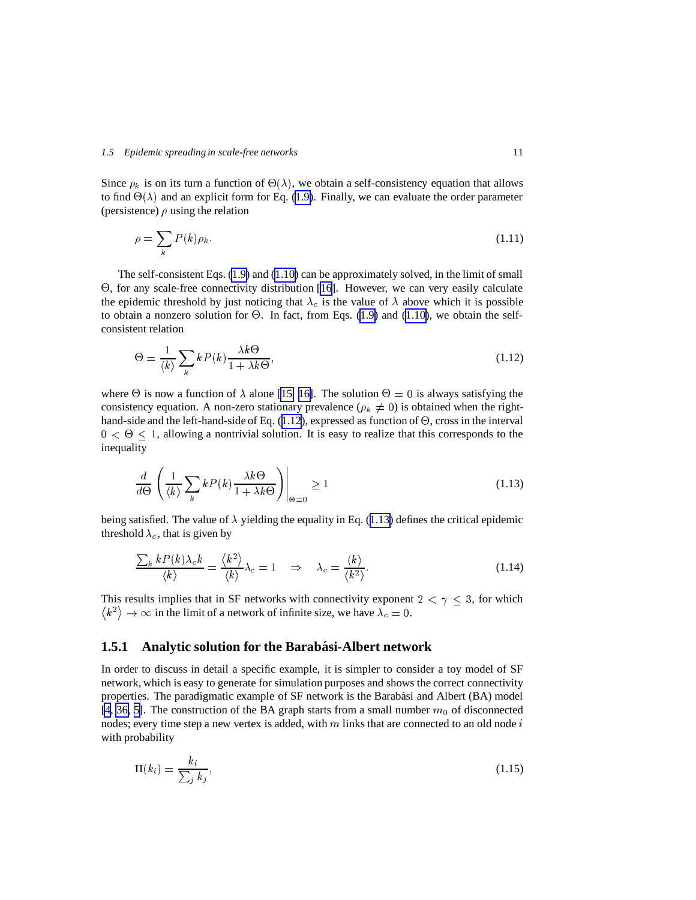Since $\rho_k$ is on its turn a function of $\Theta(\lambda)$, we obtain a self-consistency equation that allows to find $\Theta(\lambda)$ and an explicit form for Eq. (1.9). Finally, we can evaluate the order parameter (persistence) $\rho$ using the relation

$$\rho = \sum_k P(k)\rho_k. \tag{1.11}$$

The self-consistent Eqs. (1.9) and (1.10) can be approximately solved, in the limit of small $\Theta$, for any scale-free connectivity distribution [16]. However, we can very easily calculate the epidemic threshold by just noticing that $\lambda_c$ is the value of $\lambda$ above which it is possible to obtain a nonzero solution for $\Theta$. In fact, from Eqs. (1.9) and (1.10), we obtain the self-consistent relation

$$\Theta = \frac{1}{\langle k \rangle} \sum_k k P(k) \frac{\lambda k \Theta}{1 + \lambda k \Theta}, \tag{1.12}$$

where $\Theta$ is now a function of $\lambda$ alone [15, 16]. The solution $\Theta = 0$ is always satisfying the consistency equation. A non-zero stationary prevalence ($\rho_k \neq 0$) is obtained when the right-hand-side and the left-hand-side of Eq. (1.12), expressed as function of $\Theta$, cross in the interval $0 < \Theta \leq 1$, allowing a nontrivial solution. It is easy to realize that this corresponds to the inequality

$$\left. \frac{d}{d\Theta} \left( \frac{1}{\langle k \rangle} \sum_k k P(k) \frac{\lambda k \Theta}{1 + \lambda k \Theta} \right) \right|_{\Theta = 0} \geq 1 \tag{1.13}$$

being satisfied. The value of $\lambda$ yielding the equality in Eq. (1.13) defines the critical epidemic threshold $\lambda_c$, that is given by

$$\frac{\sum_k k P(k) \lambda_c k}{\langle k \rangle} = \frac{\langle k^2 \rangle}{\langle k \rangle} \lambda_c = 1 \quad \Rightarrow \quad \lambda_c = \frac{\langle k \rangle}{\langle k^2 \rangle}. \tag{1.14}$$

This results implies that in SF networks with connectivity exponent $2 < \gamma \leq 3$, for which $\langle k^2 \rangle \to \infty$ in the limit of a network of infinite size, we have $\lambda_c = 0$.

### 1.5.1 Analytic solution for the Barabási-Albert network

In order to discuss in detail a specific example, it is simpler to consider a toy model of SF network, which is easy to generate for simulation purposes and shows the correct connectivity properties. The paradigmatic example of SF network is the Barabási and Albert (BA) model [4, 36, 5]. The construction of the BA graph starts from a small number $m_0$ of disconnected nodes; every time step a new vertex is added, with $m$ links that are connected to an old node $i$ with probability

$$\Pi(k_i) = \frac{k_i}{\sum_j k_j}, \tag{1.15}$$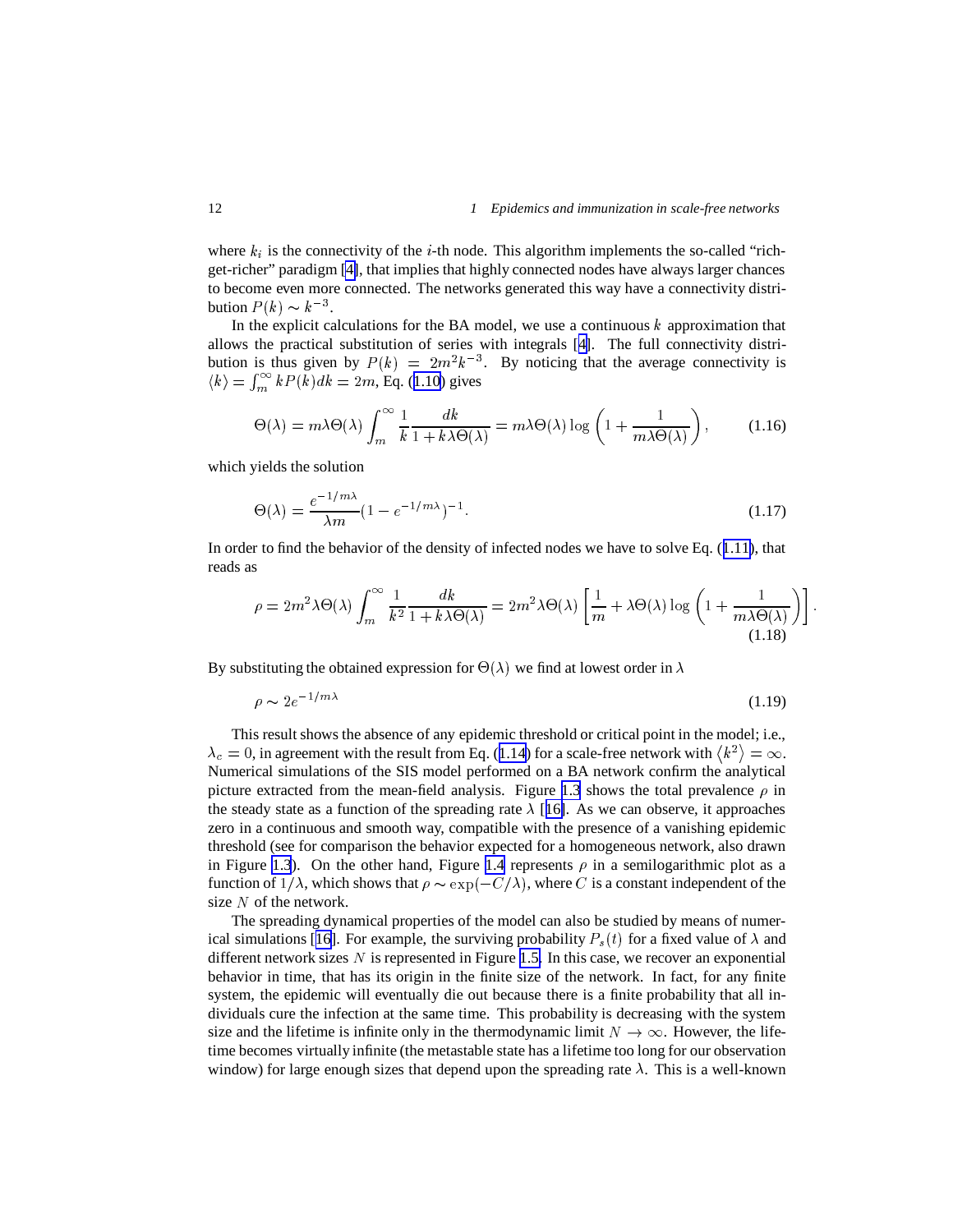where $k_i$ is the connectivity of the $i$-th node. This algorithm implements the so-called "rich-get-richer" paradigm [4], that implies that highly connected nodes have always larger chances to become even more connected. The networks generated this way have a connectivity distribution $P(k) \sim k^{-3}$.

In the explicit calculations for the BA model, we use a continuous $k$ approximation that allows the practical substitution of series with integrals [4]. The full connectivity distribution is thus given by $P(k) = 2m^2 k^{-3}$. By noticing that the average connectivity is $\langle k \rangle = \int_m^\infty k P(k) dk = 2m$, Eq. (1.10) gives

$$\Theta(\lambda) = m\lambda\Theta(\lambda) \int_m^\infty \frac{1}{k} \frac{dk}{1 + k\lambda\Theta(\lambda)} = m\lambda\Theta(\lambda) \log\left(1 + \frac{1}{m\lambda\Theta(\lambda)}\right), \tag{1.16}$$

which yields the solution

$$\Theta(\lambda) = \frac{e^{-1/m\lambda}}{\lambda m}(1 - e^{-1/m\lambda})^{-1}. \tag{1.17}$$

In order to find the behavior of the density of infected nodes we have to solve Eq. (1.11), that reads as

$$\rho = 2m^2\lambda\Theta(\lambda) \int_m^\infty \frac{1}{k^2} \frac{dk}{1 + k\lambda\Theta(\lambda)} = 2m^2\lambda\Theta(\lambda)\left[\frac{1}{m} + \lambda\Theta(\lambda) \log\left(1 + \frac{1}{m\lambda\Theta(\lambda)}\right)\right]. \tag{1.18}$$

By substituting the obtained expression for $\Theta(\lambda)$ we find at lowest order in $\lambda$

$$\rho \sim 2e^{-1/m\lambda} \tag{1.19}$$

This result shows the absence of any epidemic threshold or critical point in the model; i.e., $\lambda_c = 0$, in agreement with the result from Eq. (1.14) for a scale-free network with $\langle k^2 \rangle = \infty$. Numerical simulations of the SIS model performed on a BA network confirm the analytical picture extracted from the mean-field analysis. Figure 1.3 shows the total prevalence $\rho$ in the steady state as a function of the spreading rate $\lambda$ [16]. As we can observe, it approaches zero in a continuous and smooth way, compatible with the presence of a vanishing epidemic threshold (see for comparison the behavior expected for a homogeneous network, also drawn in Figure 1.3). On the other hand, Figure 1.4 represents $\rho$ in a semilogarithmic plot as a function of $1/\lambda$, which shows that $\rho \sim \exp(-C/\lambda)$, where $C$ is a constant independent of the size $N$ of the network.

The spreading dynamical properties of the model can also be studied by means of numerical simulations [16]. For example, the surviving probability $P_s(t)$ for a fixed value of $\lambda$ and different network sizes $N$ is represented in Figure 1.5. In this case, we recover an exponential behavior in time, that has its origin in the finite size of the network. In fact, for any finite system, the epidemic will eventually die out because there is a finite probability that all individuals cure the infection at the same time. This probability is decreasing with the system size and the lifetime is infinite only in the thermodynamic limit $N \to \infty$. However, the lifetime becomes virtually infinite (the metastable state has a lifetime too long for our observation window) for large enough sizes that depend upon the spreading rate $\lambda$. This is a well-known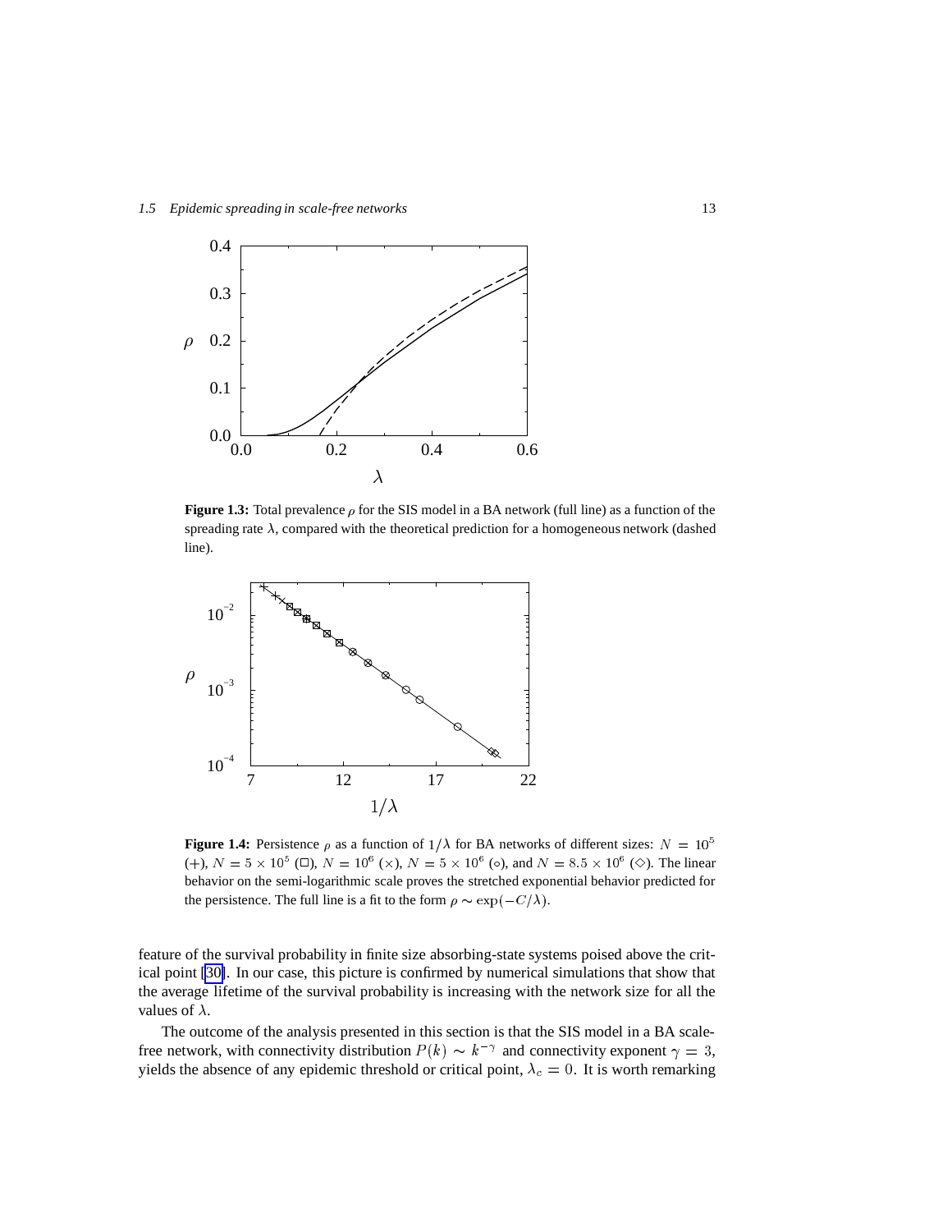**Figure 1.3:** Total prevalence $\rho$ for the SIS model in a BA network (full line) as a function of the spreading rate $\lambda$, compared with the theoretical prediction for a homogeneous network (dashed line).

**Figure 1.4:** Persistence $\rho$ as a function of $1/\lambda$ for BA networks of different sizes: $N = 10^5$ (+), $N = 5 \times 10^5$ (□), $N = 10^6$ (×), $N = 5 \times 10^6$ (∘), and $N = 8.5 \times 10^6$ (◇). The linear behavior on the semi-logarithmic scale proves the stretched exponential behavior predicted for the persistence. The full line is a fit to the form $\rho \sim \exp(-C/\lambda)$.

feature of the survival probability in finite size absorbing-state systems poised above the critical point [30]. In our case, this picture is confirmed by numerical simulations that show that the average lifetime of the survival probability is increasing with the network size for all the values of $\lambda$.

The outcome of the analysis presented in this section is that the SIS model in a BA scale-free network, with connectivity distribution $P(k) \sim k^{-\gamma}$ and connectivity exponent $\gamma = 3$, yields the absence of any epidemic threshold or critical point, $\lambda_c = 0$. It is worth remarking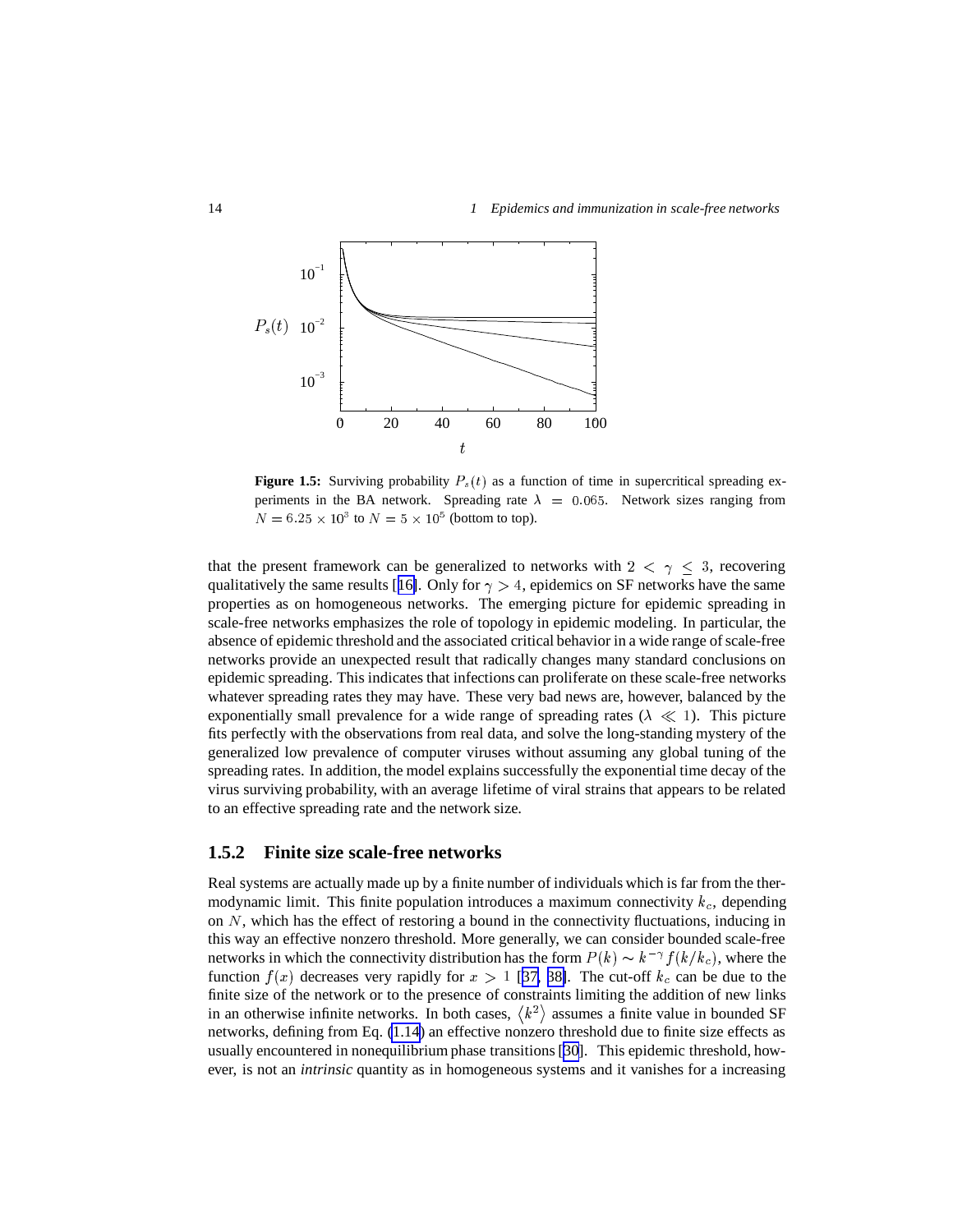**Figure 1.5:** Surviving probability $P_s(t)$ as a function of time in supercritical spreading experiments in the BA network. Spreading rate $\lambda = 0.065$. Network sizes ranging from $N = 6.25 \times 10^3$ to $N = 5 \times 10^5$ (bottom to top).

that the present framework can be generalized to networks with $2 < \gamma \leq 3$, recovering qualitatively the same results [16]. Only for $\gamma > 4$, epidemics on SF networks have the same properties as on homogeneous networks. The emerging picture for epidemic spreading in scale-free networks emphasizes the role of topology in epidemic modeling. In particular, the absence of epidemic threshold and the associated critical behavior in a wide range of scale-free networks provide an unexpected result that radically changes many standard conclusions on epidemic spreading. This indicates that infections can proliferate on these scale-free networks whatever spreading rates they may have. These very bad news are, however, balanced by the exponentially small prevalence for a wide range of spreading rates ($\lambda \ll 1$). This picture fits perfectly with the observations from real data, and solve the long-standing mystery of the generalized low prevalence of computer viruses without assuming any global tuning of the spreading rates. In addition, the model explains successfully the exponential time decay of the virus surviving probability, with an average lifetime of viral strains that appears to be related to an effective spreading rate and the network size.

### 1.5.2 Finite size scale-free networks

Real systems are actually made up by a finite number of individuals which is far from the thermodynamic limit. This finite population introduces a maximum connectivity $k_c$, depending on $N$, which has the effect of restoring a bound in the connectivity fluctuations, inducing in this way an effective nonzero threshold. More generally, we can consider bounded scale-free networks in which the connectivity distribution has the form $P(k) \sim k^{-\gamma} f(k/k_c)$, where the function $f(x)$ decreases very rapidly for $x > 1$ [37, 38]. The cut-off $k_c$ can be due to the finite size of the network or to the presence of constraints limiting the addition of new links in an otherwise infinite networks. In both cases, $\langle k^2 \rangle$ assumes a finite value in bounded SF networks, defining from Eq. (1.14) an effective nonzero threshold due to finite size effects as usually encountered in nonequilibrium phase transitions [30]. This epidemic threshold, however, is not an *intrinsic* quantity as in homogeneous systems and it vanishes for a increasing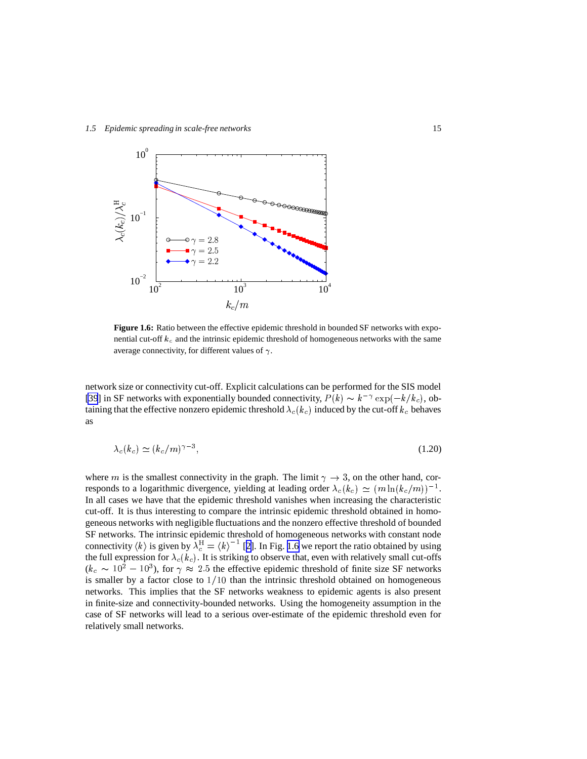**Figure 1.6:** Ratio between the effective epidemic threshold in bounded SF networks with exponential cut-off $k_c$ and the intrinsic epidemic threshold of homogeneous networks with the same average connectivity, for different values of $\gamma$.

network size or connectivity cut-off. Explicit calculations can be performed for the SIS model [39] in SF networks with exponentially bounded connectivity, $P(k) \sim k^{-\gamma} \exp(-k/k_c)$, obtaining that the effective nonzero epidemic threshold $\lambda_c(k_c)$ induced by the cut-off $k_c$ behaves as

$$\lambda_c(k_c) \simeq (k_c/m)^{\gamma-3}, \tag{1.20}$$

where $m$ is the smallest connectivity in the graph. The limit $\gamma \to 3$, on the other hand, corresponds to a logarithmic divergence, yielding at leading order $\lambda_c(k_c) \simeq (m \ln(k_c/m))^{-1}$. In all cases we have that the epidemic threshold vanishes when increasing the characteristic cut-off. It is thus interesting to compare the intrinsic epidemic threshold obtained in homogeneous networks with negligible fluctuations and the nonzero effective threshold of bounded SF networks. The intrinsic epidemic threshold of homogeneous networks with constant node connectivity $\langle k \rangle$ is given by $\lambda_c^{\mathrm{H}} = \langle k \rangle^{-1}$ [2]. In Fig. 1.6 we report the ratio obtained by using the full expression for $\lambda_c(k_c)$. It is striking to observe that, even with relatively small cut-offs ($k_c \sim 10^2 - 10^3$), for $\gamma \approx 2.5$ the effective epidemic threshold of finite size SF networks is smaller by a factor close to $1/10$ than the intrinsic threshold obtained on homogeneous networks. This implies that the SF networks weakness to epidemic agents is also present in finite-size and connectivity-bounded networks. Using the homogeneity assumption in the case of SF networks will lead to a serious over-estimate of the epidemic threshold even for relatively small networks.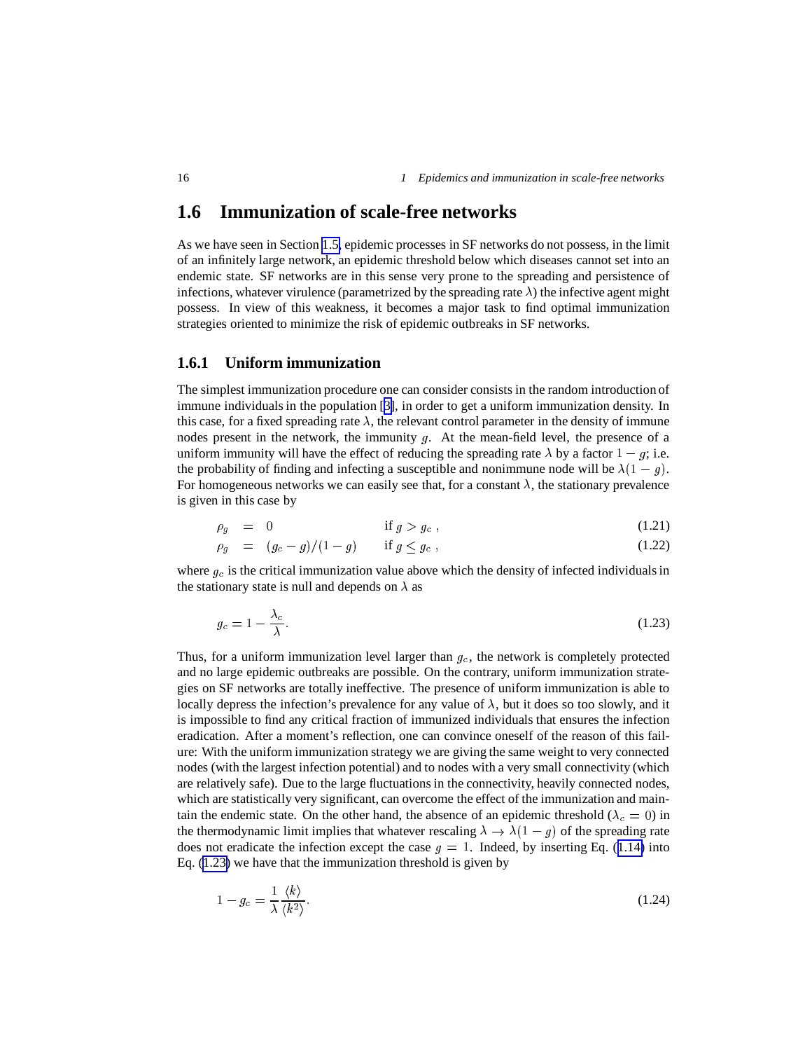## 1.6 Immunization of scale-free networks

As we have seen in Section 1.5, epidemic processes in SF networks do not possess, in the limit of an infinitely large network, an epidemic threshold below which diseases cannot set into an endemic state. SF networks are in this sense very prone to the spreading and persistence of infections, whatever virulence (parametrized by the spreading rate $\lambda$) the infective agent might possess. In view of this weakness, it becomes a major task to find optimal immunization strategies oriented to minimize the risk of epidemic outbreaks in SF networks.

### 1.6.1 Uniform immunization

The simplest immunization procedure one can consider consists in the random introduction of immune individuals in the population [3], in order to get a uniform immunization density. In this case, for a fixed spreading rate $\lambda$, the relevant control parameter in the density of immune nodes present in the network, the immunity $g$. At the mean-field level, the presence of a uniform immunity will have the effect of reducing the spreading rate $\lambda$ by a factor $1 - g$; i.e. the probability of finding and infecting a susceptible and nonimmune node will be $\lambda(1 - g)$. For homogeneous networks we can easily see that, for a constant $\lambda$, the stationary prevalence is given in this case by

$$\rho_g = 0 \qquad \text{if } g > g_c \,, \tag{1.21}$$

$$\rho_g = (g_c - g)/(1 - g) \qquad \text{if } g \leq g_c \,, \tag{1.22}$$

where $g_c$ is the critical immunization value above which the density of infected individuals in the stationary state is null and depends on $\lambda$ as

$$g_c = 1 - \frac{\lambda_c}{\lambda}. \tag{1.23}$$

Thus, for a uniform immunization level larger than $g_c$, the network is completely protected and no large epidemic outbreaks are possible. On the contrary, uniform immunization strategies on SF networks are totally ineffective. The presence of uniform immunization is able to locally depress the infection's prevalence for any value of $\lambda$, but it does so too slowly, and it is impossible to find any critical fraction of immunized individuals that ensures the infection eradication. After a moment's reflection, one can convince oneself of the reason of this failure: With the uniform immunization strategy we are giving the same weight to very connected nodes (with the largest infection potential) and to nodes with a very small connectivity (which are relatively safe). Due to the large fluctuations in the connectivity, heavily connected nodes, which are statistically very significant, can overcome the effect of the immunization and maintain the endemic state. On the other hand, the absence of an epidemic threshold ($\lambda_c = 0$) in the thermodynamic limit implies that whatever rescaling $\lambda \to \lambda(1 - g)$ of the spreading rate does not eradicate the infection except the case $g = 1$. Indeed, by inserting Eq. (1.14) into Eq. (1.23) we have that the immunization threshold is given by

$$1 - g_c = \frac{1}{\lambda} \frac{\langle k \rangle}{\langle k^2 \rangle}. \tag{1.24}$$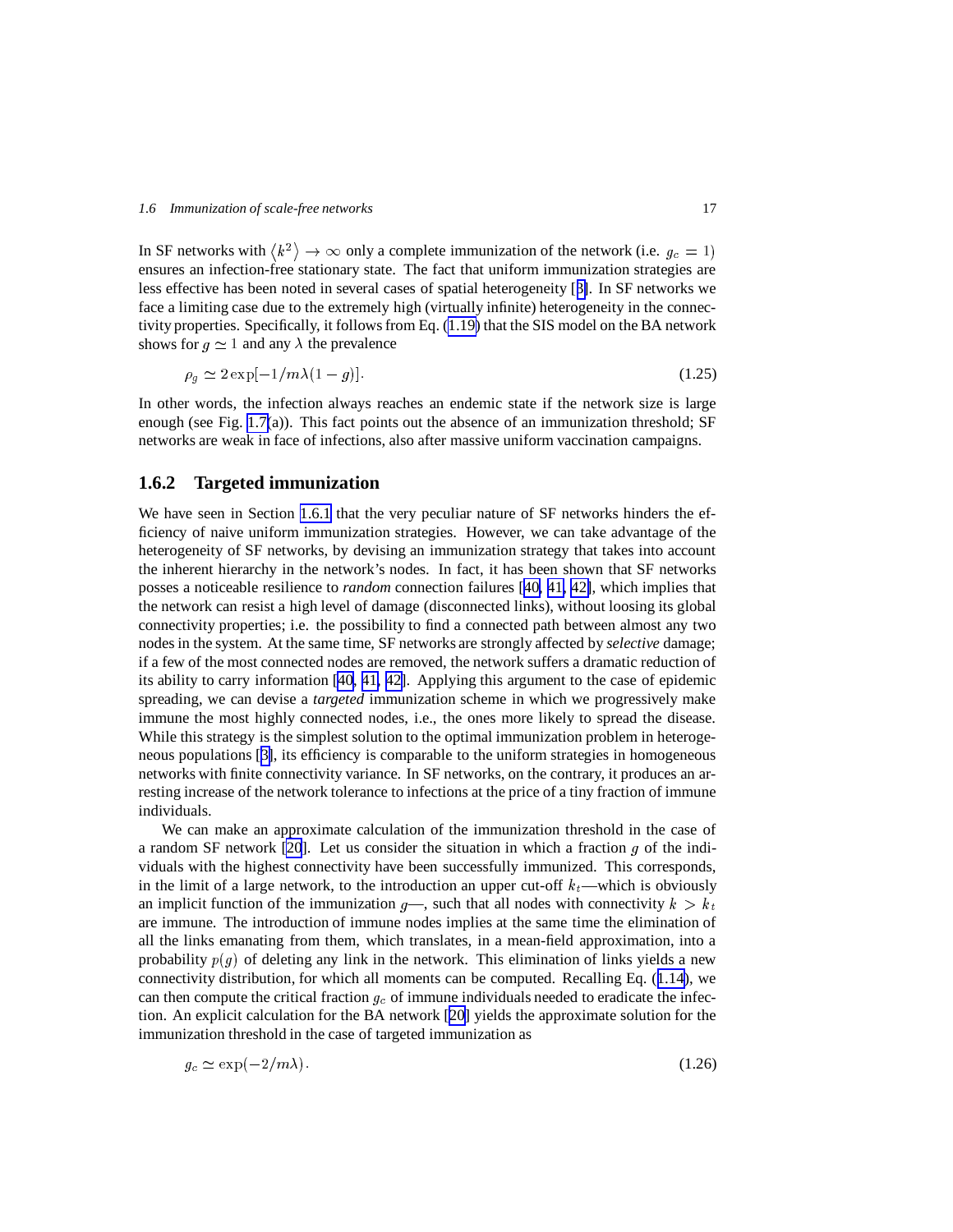In SF networks with $\langle k^2 \rangle \to \infty$ only a complete immunization of the network (i.e. $g_c = 1$) ensures an infection-free stationary state. The fact that uniform immunization strategies are less effective has been noted in several cases of spatial heterogeneity [3]. In SF networks we face a limiting case due to the extremely high (virtually infinite) heterogeneity in the connectivity properties. Specifically, it follows from Eq. (1.19) that the SIS model on the BA network shows for $g \simeq 1$ and any $\lambda$ the prevalence

$$\rho_g \simeq 2 \exp[-1/m\lambda(1-g)]. \tag{1.25}$$

In other words, the infection always reaches an endemic state if the network size is large enough (see Fig. 1.7(a)). This fact points out the absence of an immunization threshold; SF networks are weak in face of infections, also after massive uniform vaccination campaigns.

### 1.6.2 Targeted immunization

We have seen in Section 1.6.1 that the very peculiar nature of SF networks hinders the efficiency of naive uniform immunization strategies. However, we can take advantage of the heterogeneity of SF networks, by devising an immunization strategy that takes into account the inherent hierarchy in the network's nodes. In fact, it has been shown that SF networks posses a noticeable resilience to *random* connection failures [40, 41, 42], which implies that the network can resist a high level of damage (disconnected links), without loosing its global connectivity properties; i.e. the possibility to find a connected path between almost any two nodes in the system. At the same time, SF networks are strongly affected by *selective* damage; if a few of the most connected nodes are removed, the network suffers a dramatic reduction of its ability to carry information [40, 41, 42]. Applying this argument to the case of epidemic spreading, we can devise a *targeted* immunization scheme in which we progressively make immune the most highly connected nodes, i.e., the ones more likely to spread the disease. While this strategy is the simplest solution to the optimal immunization problem in heterogeneous populations [3], its efficiency is comparable to the uniform strategies in homogeneous networks with finite connectivity variance. In SF networks, on the contrary, it produces an arresting increase of the network tolerance to infections at the price of a tiny fraction of immune individuals.

We can make an approximate calculation of the immunization threshold in the case of a random SF network [20]. Let us consider the situation in which a fraction $g$ of the individuals with the highest connectivity have been successfully immunized. This corresponds, in the limit of a large network, to the introduction an upper cut-off $k_t$—which is obviously an implicit function of the immunization $g$—, such that all nodes with connectivity $k > k_t$ are immune. The introduction of immune nodes implies at the same time the elimination of all the links emanating from them, which translates, in a mean-field approximation, into a probability $p(g)$ of deleting any link in the network. This elimination of links yields a new connectivity distribution, for which all moments can be computed. Recalling Eq. (1.14), we can then compute the critical fraction $g_c$ of immune individuals needed to eradicate the infection. An explicit calculation for the BA network [20] yields the approximate solution for the immunization threshold in the case of targeted immunization as

$$g_c \simeq \exp(-2/m\lambda). \tag{1.26}$$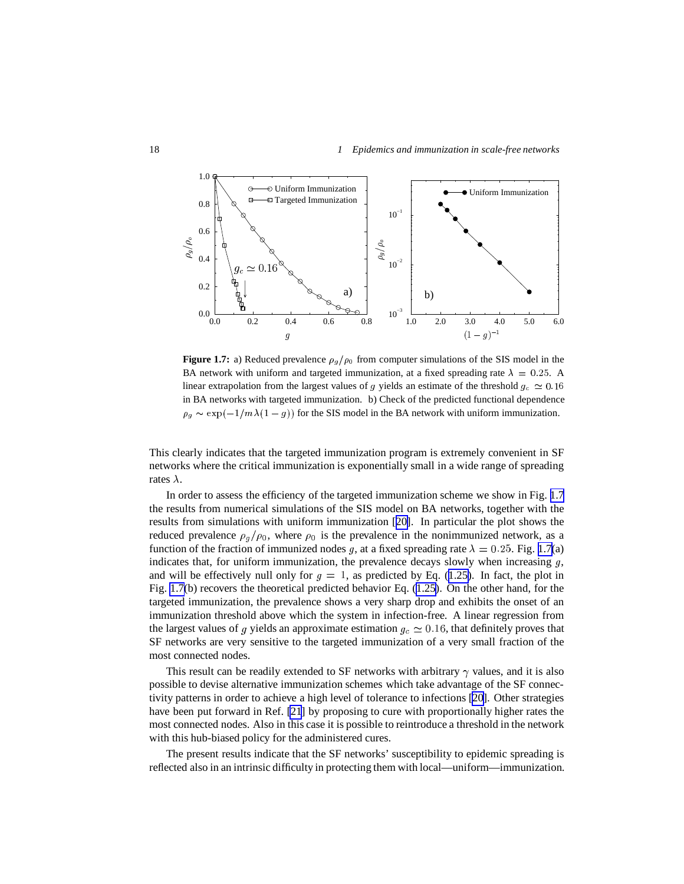**Figure 1.7:** a) Reduced prevalence $\rho_g/\rho_0$ from computer simulations of the SIS model in the BA network with uniform and targeted immunization, at a fixed spreading rate $\lambda = 0.25$. A linear extrapolation from the largest values of $g$ yields an estimate of the threshold $g_c \simeq 0.16$ in BA networks with targeted immunization. b) Check of the predicted functional dependence $\rho_g \sim \exp(-1/m\lambda(1-g))$ for the SIS model in the BA network with uniform immunization.

This clearly indicates that the targeted immunization program is extremely convenient in SF networks where the critical immunization is exponentially small in a wide range of spreading rates $\lambda$.

In order to assess the efficiency of the targeted immunization scheme we show in Fig. 1.7 the results from numerical simulations of the SIS model on BA networks, together with the results from simulations with uniform immunization [20]. In particular the plot shows the reduced prevalence $\rho_g/\rho_0$, where $\rho_0$ is the prevalence in the nonimmunized network, as a function of the fraction of immunized nodes $g$, at a fixed spreading rate $\lambda = 0.25$. Fig. 1.7(a) indicates that, for uniform immunization, the prevalence decays slowly when increasing $g$, and will be effectively null only for $g = 1$, as predicted by Eq. (1.25). In fact, the plot in Fig. 1.7(b) recovers the theoretical predicted behavior Eq. (1.25). On the other hand, for the targeted immunization, the prevalence shows a very sharp drop and exhibits the onset of an immunization threshold above which the system in infection-free. A linear regression from the largest values of $g$ yields an approximate estimation $g_c \simeq 0.16$, that definitely proves that SF networks are very sensitive to the targeted immunization of a very small fraction of the most connected nodes.

This result can be readily extended to SF networks with arbitrary $\gamma$ values, and it is also possible to devise alternative immunization schemes which take advantage of the SF connectivity patterns in order to achieve a high level of tolerance to infections [20]. Other strategies have been put forward in Ref. [21] by proposing to cure with proportionally higher rates the most connected nodes. Also in this case it is possible to reintroduce a threshold in the network with this hub-biased policy for the administered cures.

The present results indicate that the SF networks' susceptibility to epidemic spreading is reflected also in an intrinsic difficulty in protecting them with local—uniform—immunization.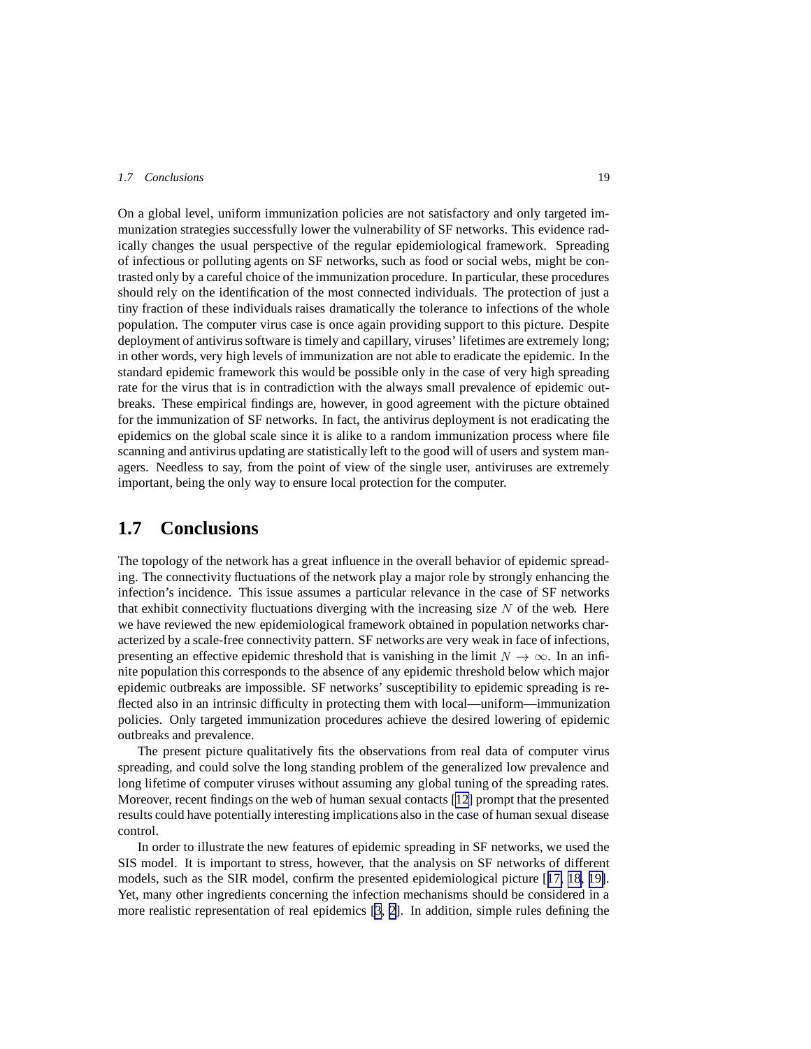On a global level, uniform immunization policies are not satisfactory and only targeted immunization strategies successfully lower the vulnerability of SF networks. This evidence radically changes the usual perspective of the regular epidemiological framework. Spreading of infectious or polluting agents on SF networks, such as food or social webs, might be contrasted only by a careful choice of the immunization procedure. In particular, these procedures should rely on the identification of the most connected individuals. The protection of just a tiny fraction of these individuals raises dramatically the tolerance to infections of the whole population. The computer virus case is once again providing support to this picture. Despite deployment of antivirus software is timely and capillary, viruses' lifetimes are extremely long; in other words, very high levels of immunization are not able to eradicate the epidemic. In the standard epidemic framework this would be possible only in the case of very high spreading rate for the virus that is in contradiction with the always small prevalence of epidemic outbreaks. These empirical findings are, however, in good agreement with the picture obtained for the immunization of SF networks. In fact, the antivirus deployment is not eradicating the epidemics on the global scale since it is alike to a random immunization process where file scanning and antivirus updating are statistically left to the good will of users and system managers. Needless to say, from the point of view of the single user, antiviruses are extremely important, being the only way to ensure local protection for the computer.

## 1.7 Conclusions

The topology of the network has a great influence in the overall behavior of epidemic spreading. The connectivity fluctuations of the network play a major role by strongly enhancing the infection's incidence. This issue assumes a particular relevance in the case of SF networks that exhibit connectivity fluctuations diverging with the increasing size $N$ of the web. Here we have reviewed the new epidemiological framework obtained in population networks characterized by a scale-free connectivity pattern. SF networks are very weak in face of infections, presenting an effective epidemic threshold that is vanishing in the limit $N \to \infty$. In an infinite population this corresponds to the absence of any epidemic threshold below which major epidemic outbreaks are impossible. SF networks' susceptibility to epidemic spreading is reflected also in an intrinsic difficulty in protecting them with local—uniform—immunization policies. Only targeted immunization procedures achieve the desired lowering of epidemic outbreaks and prevalence.

The present picture qualitatively fits the observations from real data of computer virus spreading, and could solve the long standing problem of the generalized low prevalence and long lifetime of computer viruses without assuming any global tuning of the spreading rates. Moreover, recent findings on the web of human sexual contacts [12] prompt that the presented results could have potentially interesting implications also in the case of human sexual disease control.

In order to illustrate the new features of epidemic spreading in SF networks, we used the SIS model. It is important to stress, however, that the analysis on SF networks of different models, such as the SIR model, confirm the presented epidemiological picture [17, 18, 19]. Yet, many other ingredients concerning the infection mechanisms should be considered in a more realistic representation of real epidemics [3, 2]. In addition, simple rules defining the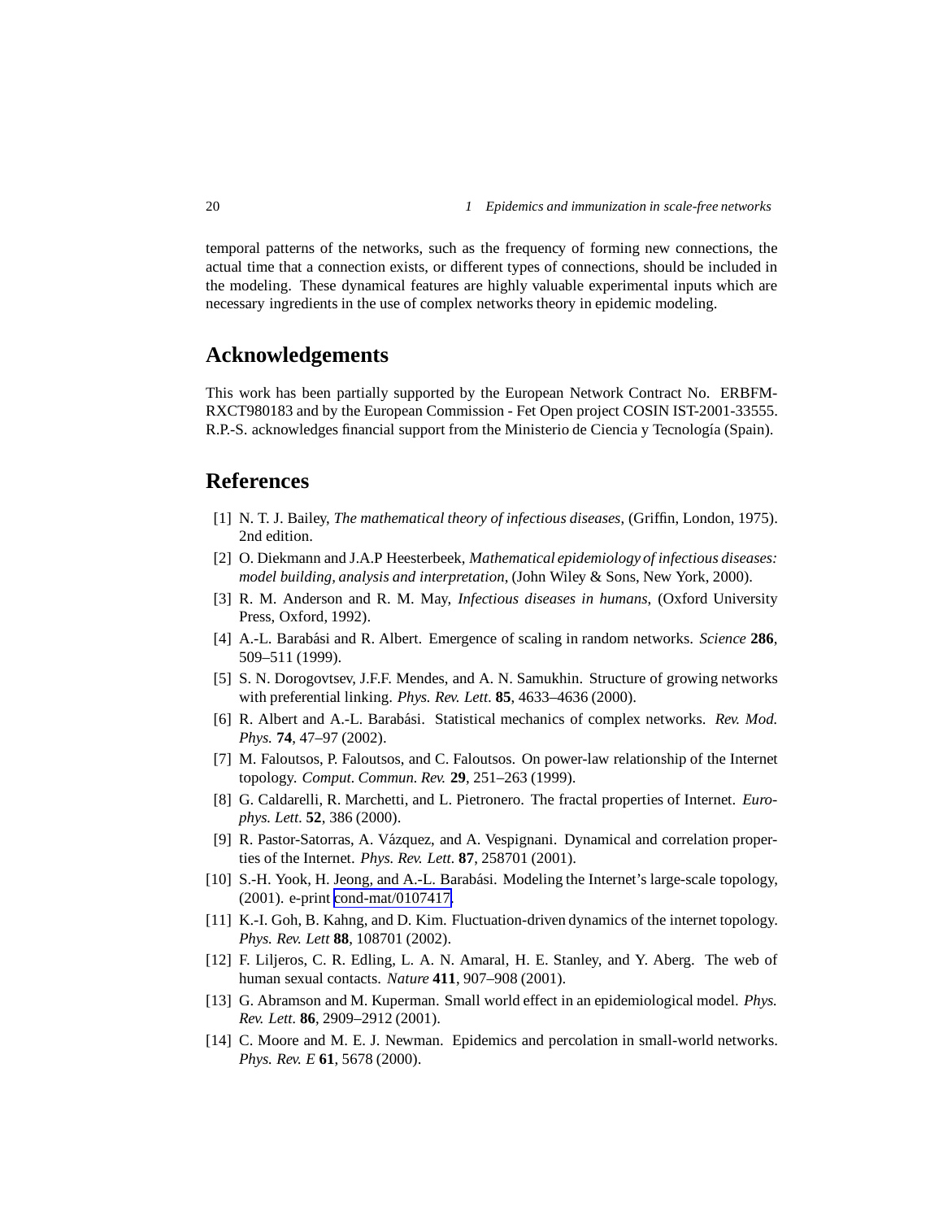temporal patterns of the networks, such as the frequency of forming new connections, the actual time that a connection exists, or different types of connections, should be included in the modeling. These dynamical features are highly valuable experimental inputs which are necessary ingredients in the use of complex networks theory in epidemic modeling.

## Acknowledgements

This work has been partially supported by the European Network Contract No. ERBFM-RXCT980183 and by the European Commission - Fet Open project COSIN IST-2001-33555. R.P.-S. acknowledges financial support from the Ministerio de Ciencia y Tecnología (Spain).

## References

[1] N. T. J. Bailey, *The mathematical theory of infectious diseases*, (Griffin, London, 1975). 2nd edition.

[2] O. Diekmann and J.A.P Heesterbeek, *Mathematical epidemiology of infectious diseases: model building, analysis and interpretation*, (John Wiley & Sons, New York, 2000).

[3] R. M. Anderson and R. M. May, *Infectious diseases in humans*, (Oxford University Press, Oxford, 1992).

[4] A.-L. Barabási and R. Albert. Emergence of scaling in random networks. *Science* **286**, 509–511 (1999).

[5] S. N. Dorogovtsev, J.F.F. Mendes, and A. N. Samukhin. Structure of growing networks with preferential linking. *Phys. Rev. Lett.* **85**, 4633–4636 (2000).

[6] R. Albert and A.-L. Barabási. Statistical mechanics of complex networks. *Rev. Mod. Phys.* **74**, 47–97 (2002).

[7] M. Faloutsos, P. Faloutsos, and C. Faloutsos. On power-law relationship of the Internet topology. *Comput. Commun. Rev.* **29**, 251–263 (1999).

[8] G. Caldarelli, R. Marchetti, and L. Pietronero. The fractal properties of Internet. *Europhys. Lett.* **52**, 386 (2000).

[9] R. Pastor-Satorras, A. Vázquez, and A. Vespignani. Dynamical and correlation properties of the Internet. *Phys. Rev. Lett.* **87**, 258701 (2001).

[10] S.-H. Yook, H. Jeong, and A.-L. Barabási. Modeling the Internet's large-scale topology, (2001). e-print cond-mat/0107417.

[11] K.-I. Goh, B. Kahng, and D. Kim. Fluctuation-driven dynamics of the internet topology. *Phys. Rev. Lett* **88**, 108701 (2002).

[12] F. Liljeros, C. R. Edling, L. A. N. Amaral, H. E. Stanley, and Y. Aberg. The web of human sexual contacts. *Nature* **411**, 907–908 (2001).

[13] G. Abramson and M. Kuperman. Small world effect in an epidemiological model. *Phys. Rev. Lett.* **86**, 2909–2912 (2001).

[14] C. Moore and M. E. J. Newman. Epidemics and percolation in small-world networks. *Phys. Rev. E* **61**, 5678 (2000).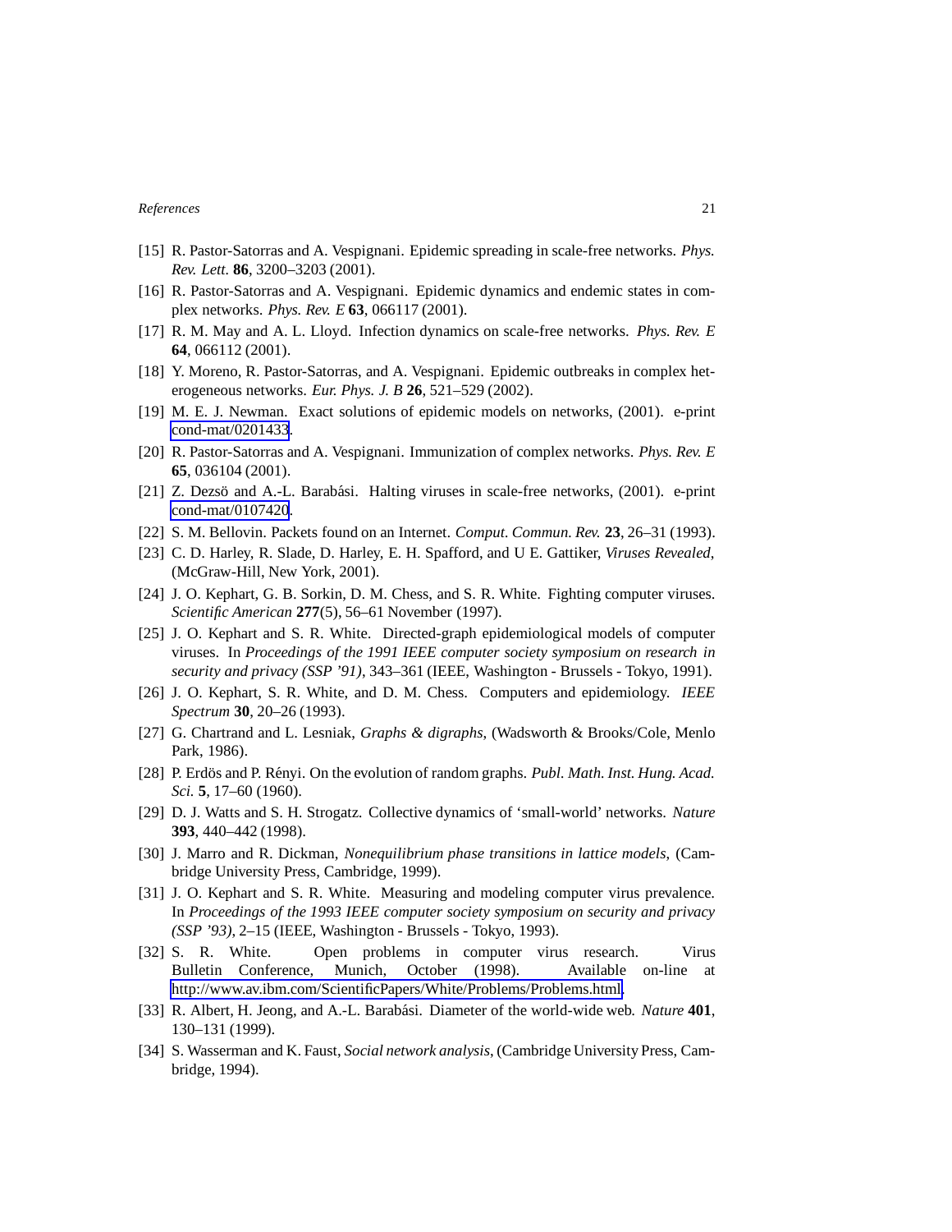[15] R. Pastor-Satorras and A. Vespignani. Epidemic spreading in scale-free networks. *Phys. Rev. Lett.* **86**, 3200–3203 (2001).

[16] R. Pastor-Satorras and A. Vespignani. Epidemic dynamics and endemic states in complex networks. *Phys. Rev. E* **63**, 066117 (2001).

[17] R. M. May and A. L. Lloyd. Infection dynamics on scale-free networks. *Phys. Rev. E* **64**, 066112 (2001).

[18] Y. Moreno, R. Pastor-Satorras, and A. Vespignani. Epidemic outbreaks in complex heterogeneous networks. *Eur. Phys. J. B* **26**, 521–529 (2002).

[19] M. E. J. Newman. Exact solutions of epidemic models on networks, (2001). e-print cond-mat/0201433.

[20] R. Pastor-Satorras and A. Vespignani. Immunization of complex networks. *Phys. Rev. E* **65**, 036104 (2001).

[21] Z. Dezsö and A.-L. Barabási. Halting viruses in scale-free networks, (2001). e-print cond-mat/0107420.

[22] S. M. Bellovin. Packets found on an Internet. *Comput. Commun. Rev.* **23**, 26–31 (1993).

[23] C. D. Harley, R. Slade, D. Harley, E. H. Spafford, and U E. Gattiker, *Viruses Revealed*, (McGraw-Hill, New York, 2001).

[24] J. O. Kephart, G. B. Sorkin, D. M. Chess, and S. R. White. Fighting computer viruses. *Scientific American* **277**(5), 56–61 November (1997).

[25] J. O. Kephart and S. R. White. Directed-graph epidemiological models of computer viruses. In *Proceedings of the 1991 IEEE computer society symposium on research in security and privacy (SSP '91)*, 343–361 (IEEE, Washington - Brussels - Tokyo, 1991).

[26] J. O. Kephart, S. R. White, and D. M. Chess. Computers and epidemiology. *IEEE Spectrum* **30**, 20–26 (1993).

[27] G. Chartrand and L. Lesniak, *Graphs & digraphs*, (Wadsworth & Brooks/Cole, Menlo Park, 1986).

[28] P. Erdös and P. Rényi. On the evolution of random graphs. *Publ. Math. Inst. Hung. Acad. Sci.* **5**, 17–60 (1960).

[29] D. J. Watts and S. H. Strogatz. Collective dynamics of 'small-world' networks. *Nature* **393**, 440–442 (1998).

[30] J. Marro and R. Dickman, *Nonequilibrium phase transitions in lattice models*, (Cambridge University Press, Cambridge, 1999).

[31] J. O. Kephart and S. R. White. Measuring and modeling computer virus prevalence. In *Proceedings of the 1993 IEEE computer society symposium on security and privacy (SSP '93)*, 2–15 (IEEE, Washington - Brussels - Tokyo, 1993).

[32] S. R. White. Open problems in computer virus research. Virus Bulletin Conference, Munich, October (1998). Available on-line at http://www.av.ibm.com/ScientificPapers/White/Problems/Problems.html.

[33] R. Albert, H. Jeong, and A.-L. Barabási. Diameter of the world-wide web. *Nature* **401**, 130–131 (1999).

[34] S. Wasserman and K. Faust, *Social network analysis*, (Cambridge University Press, Cambridge, 1994).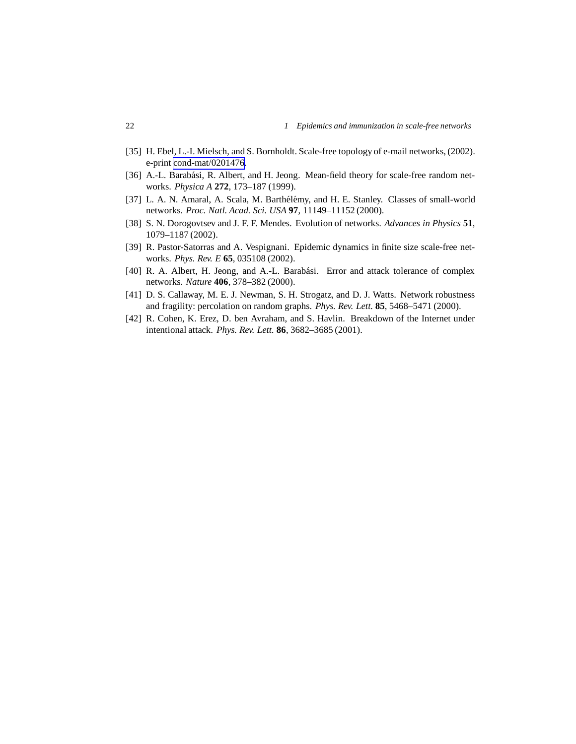[35] H. Ebel, L.-I. Mielsch, and S. Bornholdt. Scale-free topology of e-mail networks, (2002). e-print cond-mat/0201476.

[36] A.-L. Barabási, R. Albert, and H. Jeong. Mean-field theory for scale-free random networks. *Physica A* **272**, 173–187 (1999).

[37] L. A. N. Amaral, A. Scala, M. Barthélémy, and H. E. Stanley. Classes of small-world networks. *Proc. Natl. Acad. Sci. USA* **97**, 11149–11152 (2000).

[38] S. N. Dorogovtsev and J. F. F. Mendes. Evolution of networks. *Advances in Physics* **51**, 1079–1187 (2002).

[39] R. Pastor-Satorras and A. Vespignani. Epidemic dynamics in finite size scale-free networks. *Phys. Rev. E* **65**, 035108 (2002).

[40] R. A. Albert, H. Jeong, and A.-L. Barabási. Error and attack tolerance of complex networks. *Nature* **406**, 378–382 (2000).

[41] D. S. Callaway, M. E. J. Newman, S. H. Strogatz, and D. J. Watts. Network robustness and fragility: percolation on random graphs. *Phys. Rev. Lett.* **85**, 5468–5471 (2000).

[42] R. Cohen, K. Erez, D. ben Avraham, and S. Havlin. Breakdown of the Internet under intentional attack. *Phys. Rev. Lett.* **86**, 3682–3685 (2001).